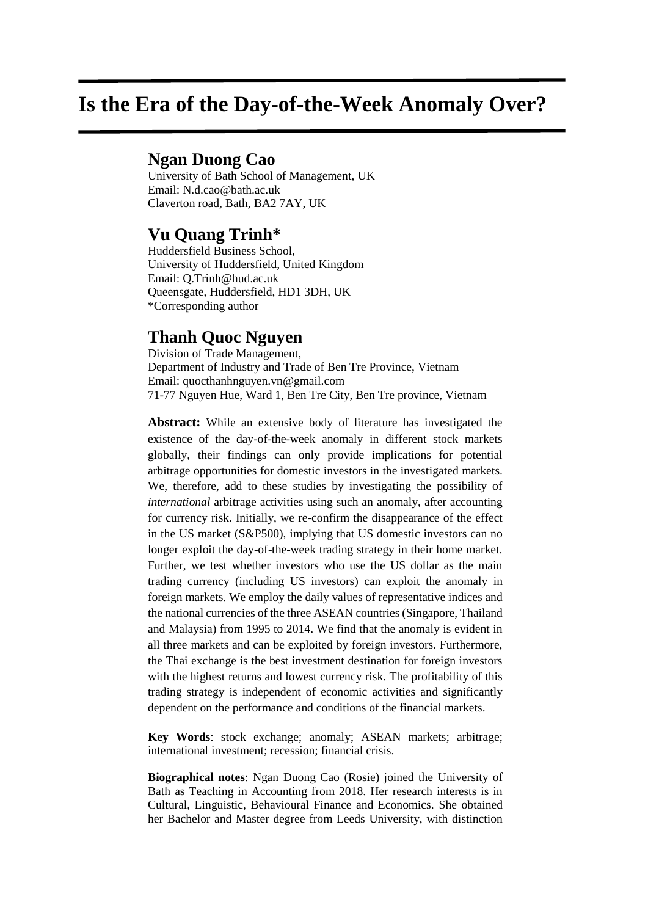# Is the Era of the Day-of-the-Week Anomaly Over?

## Ngan Duong Cao

University of Bath School of Management, UK
Email: N.d.cao@bath.ac.uk
Claverton road, Bath, BA2 7AY, UK

## Vu Quang Trinh*

Huddersfield Business School,
University of Huddersfield, United Kingdom
Email: Q.Trinh@hud.ac.uk
Queensgate, Huddersfield, HD1 3DH, UK
*Corresponding author

## Thanh Quoc Nguyen

Division of Trade Management,
Department of Industry and Trade of Ben Tre Province, Vietnam
Email: quocthanhnguyen.vn@gmail.com
71-77 Nguyen Hue, Ward 1, Ben Tre City, Ben Tre province, Vietnam

**Abstract:** While an extensive body of literature has investigated the existence of the day-of-the-week anomaly in different stock markets globally, their findings can only provide implications for potential arbitrage opportunities for domestic investors in the investigated markets. We, therefore, add to these studies by investigating the possibility of *international* arbitrage activities using such an anomaly, after accounting for currency risk. Initially, we re-confirm the disappearance of the effect in the US market (S&P500), implying that US domestic investors can no longer exploit the day-of-the-week trading strategy in their home market. Further, we test whether investors who use the US dollar as the main trading currency (including US investors) can exploit the anomaly in foreign markets. We employ the daily values of representative indices and the national currencies of the three ASEAN countries (Singapore, Thailand and Malaysia) from 1995 to 2014. We find that the anomaly is evident in all three markets and can be exploited by foreign investors. Furthermore, the Thai exchange is the best investment destination for foreign investors with the highest returns and lowest currency risk. The profitability of this trading strategy is independent of economic activities and significantly dependent on the performance and conditions of the financial markets.

**Key Words**: stock exchange; anomaly; ASEAN markets; arbitrage; international investment; recession; financial crisis.

**Biographical notes**: Ngan Duong Cao (Rosie) joined the University of Bath as Teaching in Accounting from 2018. Her research interests is in Cultural, Linguistic, Behavioural Finance and Economics. She obtained her Bachelor and Master degree from Leeds University, with distinction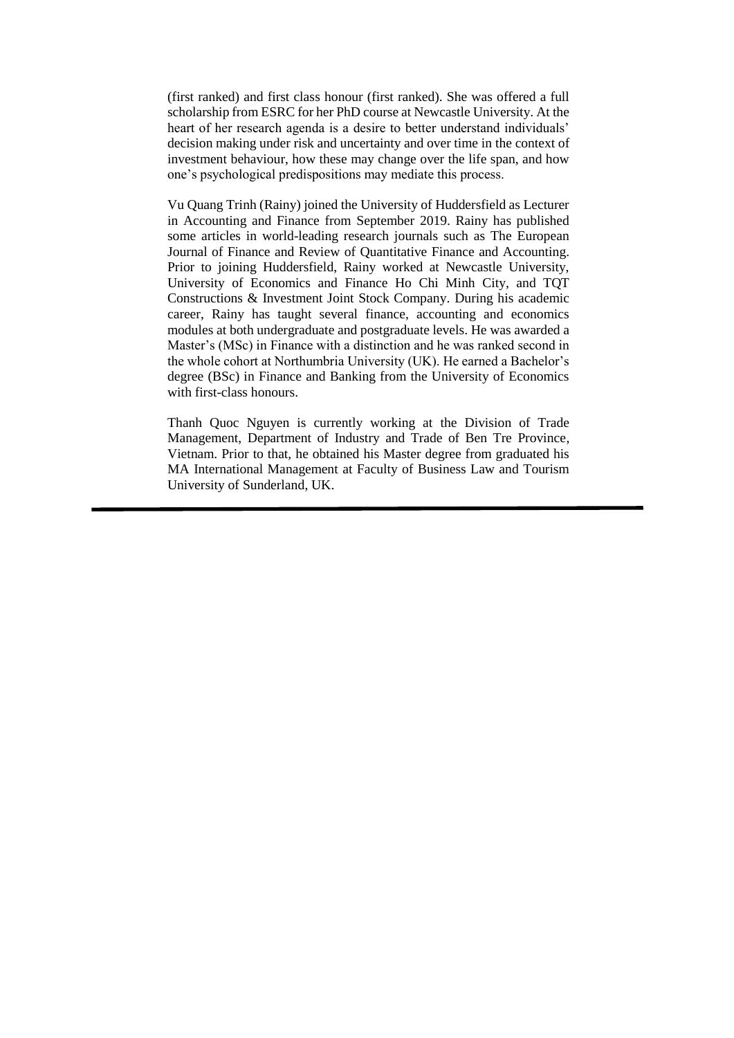(first ranked) and first class honour (first ranked). She was offered a full scholarship from ESRC for her PhD course at Newcastle University. At the heart of her research agenda is a desire to better understand individuals' decision making under risk and uncertainty and over time in the context of investment behaviour, how these may change over the life span, and how one's psychological predispositions may mediate this process.

Vu Quang Trinh (Rainy) joined the University of Huddersfield as Lecturer in Accounting and Finance from September 2019. Rainy has published some articles in world-leading research journals such as The European Journal of Finance and Review of Quantitative Finance and Accounting. Prior to joining Huddersfield, Rainy worked at Newcastle University, University of Economics and Finance Ho Chi Minh City, and TQT Constructions & Investment Joint Stock Company. During his academic career, Rainy has taught several finance, accounting and economics modules at both undergraduate and postgraduate levels. He was awarded a Master's (MSc) in Finance with a distinction and he was ranked second in the whole cohort at Northumbria University (UK). He earned a Bachelor's degree (BSc) in Finance and Banking from the University of Economics with first-class honours.

Thanh Quoc Nguyen is currently working at the Division of Trade Management, Department of Industry and Trade of Ben Tre Province, Vietnam. Prior to that, he obtained his Master degree from graduated his MA International Management at Faculty of Business Law and Tourism University of Sunderland, UK.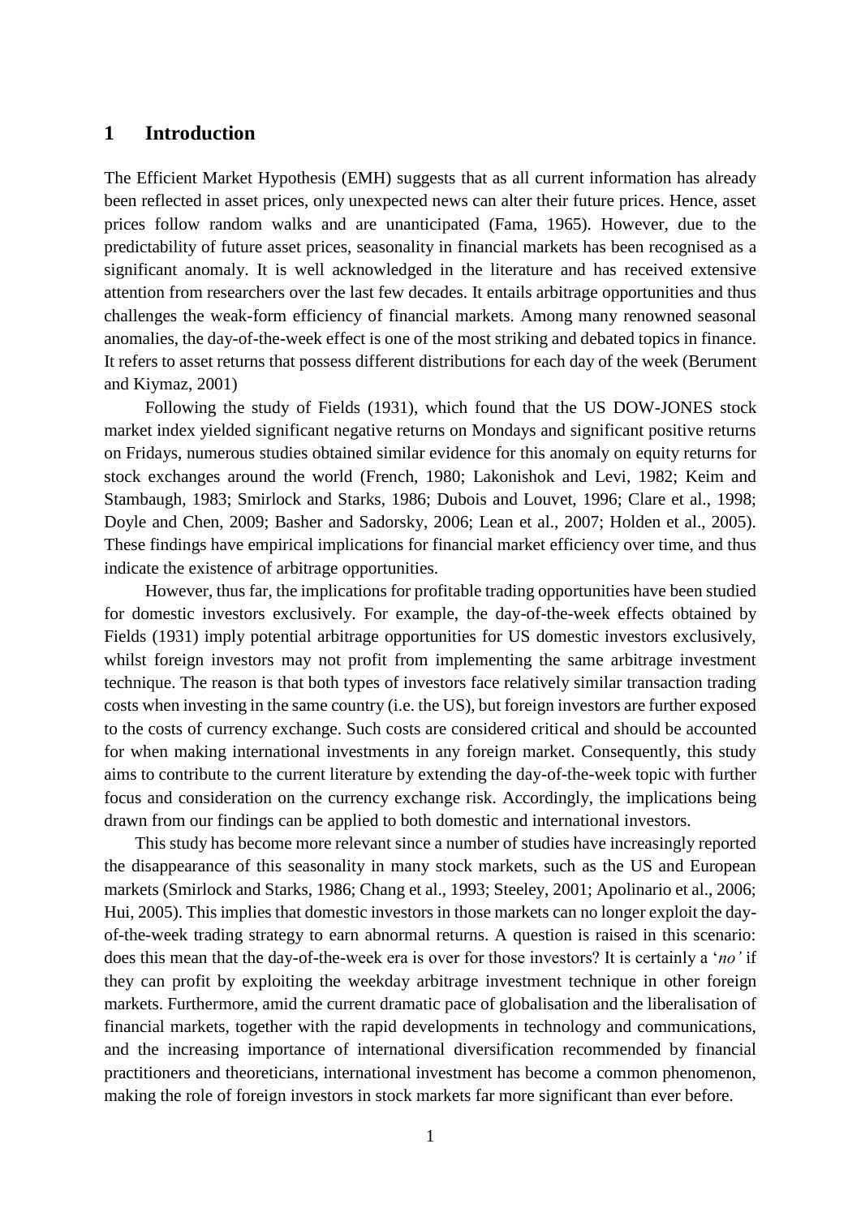# 1 Introduction

The Efficient Market Hypothesis (EMH) suggests that as all current information has already been reflected in asset prices, only unexpected news can alter their future prices. Hence, asset prices follow random walks and are unanticipated (Fama, 1965). However, due to the predictability of future asset prices, seasonality in financial markets has been recognised as a significant anomaly. It is well acknowledged in the literature and has received extensive attention from researchers over the last few decades. It entails arbitrage opportunities and thus challenges the weak-form efficiency of financial markets. Among many renowned seasonal anomalies, the day-of-the-week effect is one of the most striking and debated topics in finance. It refers to asset returns that possess different distributions for each day of the week (Berument and Kiymaz, 2001)

Following the study of Fields (1931), which found that the US DOW-JONES stock market index yielded significant negative returns on Mondays and significant positive returns on Fridays, numerous studies obtained similar evidence for this anomaly on equity returns for stock exchanges around the world (French, 1980; Lakonishok and Levi, 1982; Keim and Stambaugh, 1983; Smirlock and Starks, 1986; Dubois and Louvet, 1996; Clare et al., 1998; Doyle and Chen, 2009; Basher and Sadorsky, 2006; Lean et al., 2007; Holden et al., 2005). These findings have empirical implications for financial market efficiency over time, and thus indicate the existence of arbitrage opportunities.

However, thus far, the implications for profitable trading opportunities have been studied for domestic investors exclusively. For example, the day-of-the-week effects obtained by Fields (1931) imply potential arbitrage opportunities for US domestic investors exclusively, whilst foreign investors may not profit from implementing the same arbitrage investment technique. The reason is that both types of investors face relatively similar transaction trading costs when investing in the same country (i.e. the US), but foreign investors are further exposed to the costs of currency exchange. Such costs are considered critical and should be accounted for when making international investments in any foreign market. Consequently, this study aims to contribute to the current literature by extending the day-of-the-week topic with further focus and consideration on the currency exchange risk. Accordingly, the implications being drawn from our findings can be applied to both domestic and international investors.

This study has become more relevant since a number of studies have increasingly reported the disappearance of this seasonality in many stock markets, such as the US and European markets (Smirlock and Starks, 1986; Chang et al., 1993; Steeley, 2001; Apolinario et al., 2006; Hui, 2005). This implies that domestic investors in those markets can no longer exploit the day-of-the-week trading strategy to earn abnormal returns. A question is raised in this scenario: does this mean that the day-of-the-week era is over for those investors? It is certainly a '*no'* if they can profit by exploiting the weekday arbitrage investment technique in other foreign markets. Furthermore, amid the current dramatic pace of globalisation and the liberalisation of financial markets, together with the rapid developments in technology and communications, and the increasing importance of international diversification recommended by financial practitioners and theoreticians, international investment has become a common phenomenon, making the role of foreign investors in stock markets far more significant than ever before.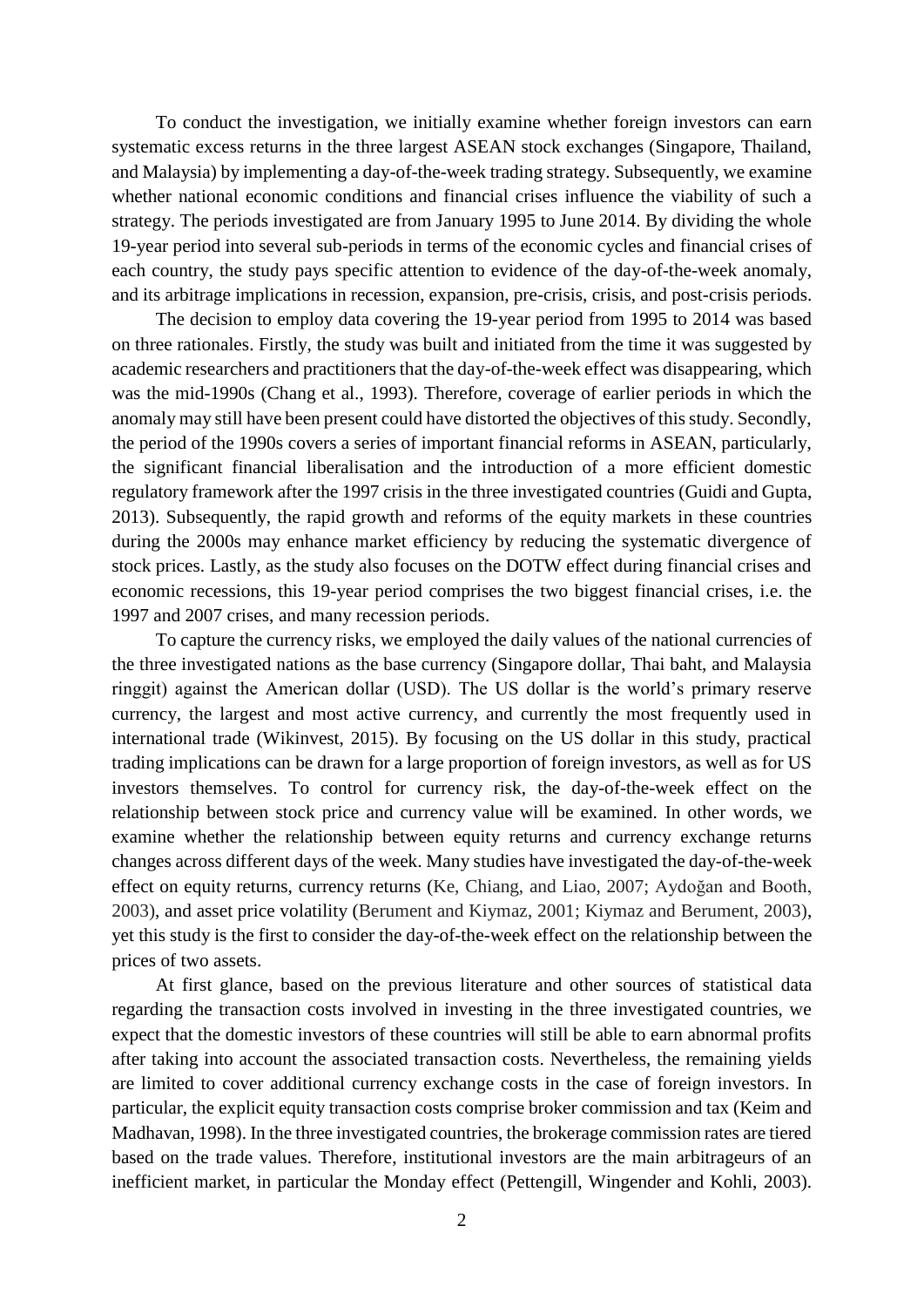To conduct the investigation, we initially examine whether foreign investors can earn systematic excess returns in the three largest ASEAN stock exchanges (Singapore, Thailand, and Malaysia) by implementing a day-of-the-week trading strategy. Subsequently, we examine whether national economic conditions and financial crises influence the viability of such a strategy. The periods investigated are from January 1995 to June 2014. By dividing the whole 19-year period into several sub-periods in terms of the economic cycles and financial crises of each country, the study pays specific attention to evidence of the day-of-the-week anomaly, and its arbitrage implications in recession, expansion, pre-crisis, crisis, and post-crisis periods.

The decision to employ data covering the 19-year period from 1995 to 2014 was based on three rationales. Firstly, the study was built and initiated from the time it was suggested by academic researchers and practitioners that the day-of-the-week effect was disappearing, which was the mid-1990s (Chang et al., 1993). Therefore, coverage of earlier periods in which the anomaly may still have been present could have distorted the objectives of this study. Secondly, the period of the 1990s covers a series of important financial reforms in ASEAN, particularly, the significant financial liberalisation and the introduction of a more efficient domestic regulatory framework after the 1997 crisis in the three investigated countries (Guidi and Gupta, 2013). Subsequently, the rapid growth and reforms of the equity markets in these countries during the 2000s may enhance market efficiency by reducing the systematic divergence of stock prices. Lastly, as the study also focuses on the DOTW effect during financial crises and economic recessions, this 19-year period comprises the two biggest financial crises, i.e. the 1997 and 2007 crises, and many recession periods.

To capture the currency risks, we employed the daily values of the national currencies of the three investigated nations as the base currency (Singapore dollar, Thai baht, and Malaysia ringgit) against the American dollar (USD). The US dollar is the world's primary reserve currency, the largest and most active currency, and currently the most frequently used in international trade (Wikinvest, 2015). By focusing on the US dollar in this study, practical trading implications can be drawn for a large proportion of foreign investors, as well as for US investors themselves. To control for currency risk, the day-of-the-week effect on the relationship between stock price and currency value will be examined. In other words, we examine whether the relationship between equity returns and currency exchange returns changes across different days of the week. Many studies have investigated the day-of-the-week effect on equity returns, currency returns (Ke, Chiang, and Liao, 2007; Aydoğan and Booth, 2003), and asset price volatility (Berument and Kiymaz, 2001; Kiymaz and Berument, 2003), yet this study is the first to consider the day-of-the-week effect on the relationship between the prices of two assets.

At first glance, based on the previous literature and other sources of statistical data regarding the transaction costs involved in investing in the three investigated countries, we expect that the domestic investors of these countries will still be able to earn abnormal profits after taking into account the associated transaction costs. Nevertheless, the remaining yields are limited to cover additional currency exchange costs in the case of foreign investors. In particular, the explicit equity transaction costs comprise broker commission and tax (Keim and Madhavan, 1998). In the three investigated countries, the brokerage commission rates are tiered based on the trade values. Therefore, institutional investors are the main arbitrageurs of an inefficient market, in particular the Monday effect (Pettengill, Wingender and Kohli, 2003).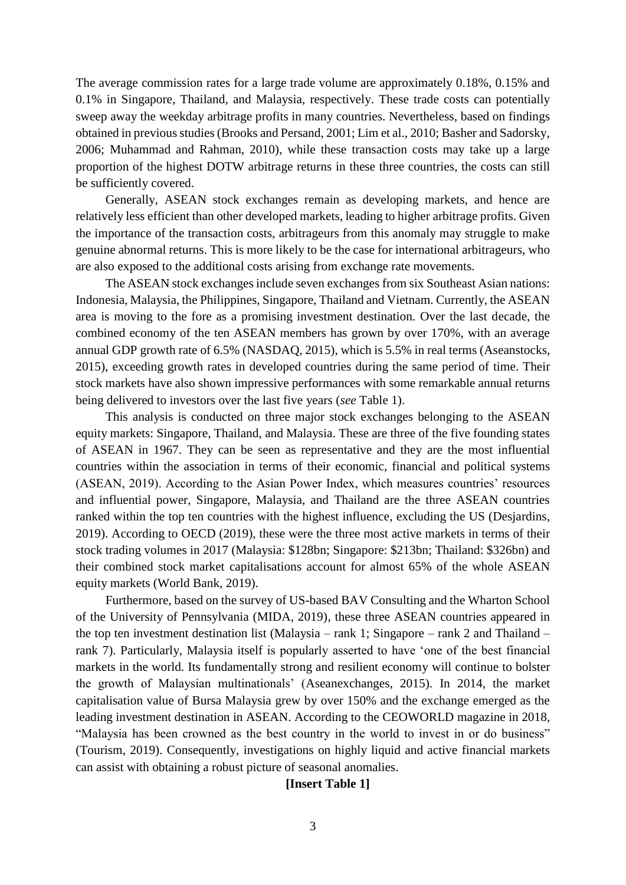The average commission rates for a large trade volume are approximately 0.18%, 0.15% and 0.1% in Singapore, Thailand, and Malaysia, respectively. These trade costs can potentially sweep away the weekday arbitrage profits in many countries. Nevertheless, based on findings obtained in previous studies (Brooks and Persand, 2001; Lim et al., 2010; Basher and Sadorsky, 2006; Muhammad and Rahman, 2010), while these transaction costs may take up a large proportion of the highest DOTW arbitrage returns in these three countries, the costs can still be sufficiently covered.

Generally, ASEAN stock exchanges remain as developing markets, and hence are relatively less efficient than other developed markets, leading to higher arbitrage profits. Given the importance of the transaction costs, arbitrageurs from this anomaly may struggle to make genuine abnormal returns. This is more likely to be the case for international arbitrageurs, who are also exposed to the additional costs arising from exchange rate movements.

The ASEAN stock exchanges include seven exchanges from six Southeast Asian nations: Indonesia, Malaysia, the Philippines, Singapore, Thailand and Vietnam. Currently, the ASEAN area is moving to the fore as a promising investment destination. Over the last decade, the combined economy of the ten ASEAN members has grown by over 170%, with an average annual GDP growth rate of 6.5% (NASDAQ, 2015), which is 5.5% in real terms (Aseanstocks, 2015), exceeding growth rates in developed countries during the same period of time. Their stock markets have also shown impressive performances with some remarkable annual returns being delivered to investors over the last five years (*see* Table 1).

This analysis is conducted on three major stock exchanges belonging to the ASEAN equity markets: Singapore, Thailand, and Malaysia. These are three of the five founding states of ASEAN in 1967. They can be seen as representative and they are the most influential countries within the association in terms of their economic, financial and political systems (ASEAN, 2019). According to the Asian Power Index, which measures countries' resources and influential power, Singapore, Malaysia, and Thailand are the three ASEAN countries ranked within the top ten countries with the highest influence, excluding the US (Desjardins, 2019). According to OECD (2019), these were the three most active markets in terms of their stock trading volumes in 2017 (Malaysia: $128bn; Singapore: $213bn; Thailand: $326bn) and their combined stock market capitalisations account for almost 65% of the whole ASEAN equity markets (World Bank, 2019).

Furthermore, based on the survey of US-based BAV Consulting and the Wharton School of the University of Pennsylvania (MIDA, 2019), these three ASEAN countries appeared in the top ten investment destination list (Malaysia – rank 1; Singapore – rank 2 and Thailand – rank 7). Particularly, Malaysia itself is popularly asserted to have 'one of the best financial markets in the world. Its fundamentally strong and resilient economy will continue to bolster the growth of Malaysian multinationals' (Aseanexchanges, 2015). In 2014, the market capitalisation value of Bursa Malaysia grew by over 150% and the exchange emerged as the leading investment destination in ASEAN. According to the CEOWORLD magazine in 2018, "Malaysia has been crowned as the best country in the world to invest in or do business" (Tourism, 2019). Consequently, investigations on highly liquid and active financial markets can assist with obtaining a robust picture of seasonal anomalies.

**[Insert Table 1]**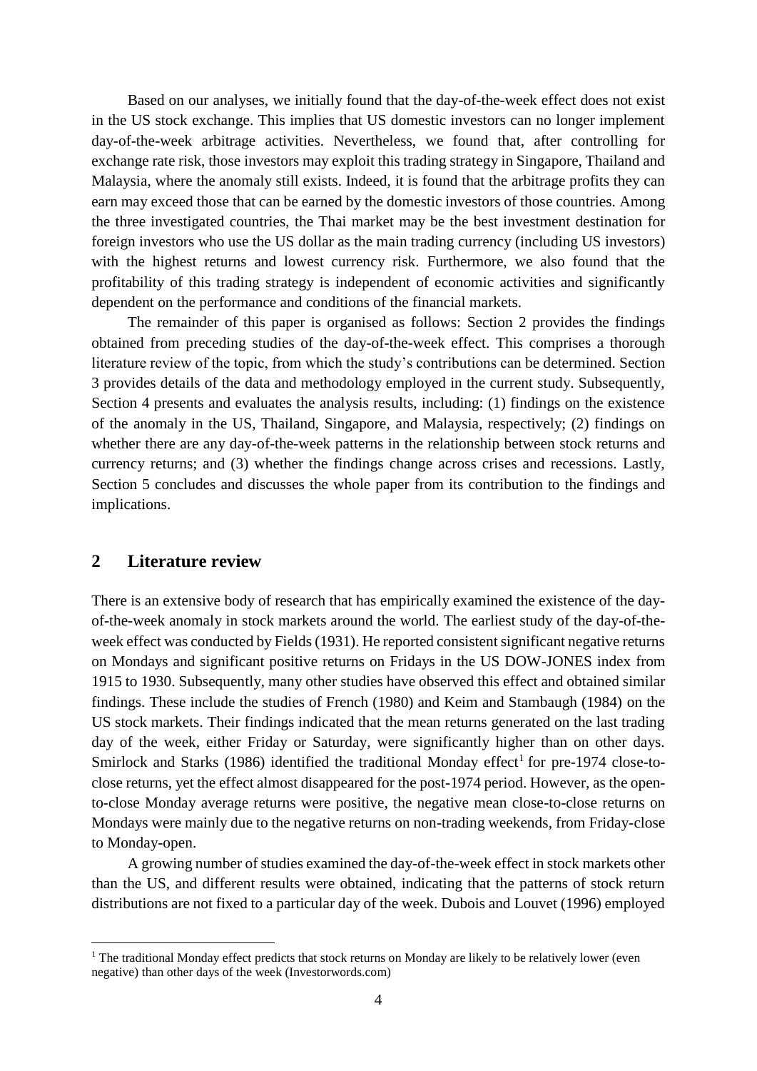Based on our analyses, we initially found that the day-of-the-week effect does not exist in the US stock exchange. This implies that US domestic investors can no longer implement day-of-the-week arbitrage activities. Nevertheless, we found that, after controlling for exchange rate risk, those investors may exploit this trading strategy in Singapore, Thailand and Malaysia, where the anomaly still exists. Indeed, it is found that the arbitrage profits they can earn may exceed those that can be earned by the domestic investors of those countries. Among the three investigated countries, the Thai market may be the best investment destination for foreign investors who use the US dollar as the main trading currency (including US investors) with the highest returns and lowest currency risk. Furthermore, we also found that the profitability of this trading strategy is independent of economic activities and significantly dependent on the performance and conditions of the financial markets.

The remainder of this paper is organised as follows: Section 2 provides the findings obtained from preceding studies of the day-of-the-week effect. This comprises a thorough literature review of the topic, from which the study's contributions can be determined. Section 3 provides details of the data and methodology employed in the current study. Subsequently, Section 4 presents and evaluates the analysis results, including: (1) findings on the existence of the anomaly in the US, Thailand, Singapore, and Malaysia, respectively; (2) findings on whether there are any day-of-the-week patterns in the relationship between stock returns and currency returns; and (3) whether the findings change across crises and recessions. Lastly, Section 5 concludes and discusses the whole paper from its contribution to the findings and implications.

## 2 Literature review

There is an extensive body of research that has empirically examined the existence of the day-of-the-week anomaly in stock markets around the world. The earliest study of the day-of-the-week effect was conducted by Fields (1931). He reported consistent significant negative returns on Mondays and significant positive returns on Fridays in the US DOW-JONES index from 1915 to 1930. Subsequently, many other studies have observed this effect and obtained similar findings. These include the studies of French (1980) and Keim and Stambaugh (1984) on the US stock markets. Their findings indicated that the mean returns generated on the last trading day of the week, either Friday or Saturday, were significantly higher than on other days. Smirlock and Starks (1986) identified the traditional Monday effect[1] for pre-1974 close-to-close returns, yet the effect almost disappeared for the post-1974 period. However, as the open-to-close Monday average returns were positive, the negative mean close-to-close returns on Mondays were mainly due to the negative returns on non-trading weekends, from Friday-close to Monday-open.

A growing number of studies examined the day-of-the-week effect in stock markets other than the US, and different results were obtained, indicating that the patterns of stock return distributions are not fixed to a particular day of the week. Dubois and Louvet (1996) employed

[1] The traditional Monday effect predicts that stock returns on Monday are likely to be relatively lower (even negative) than other days of the week (Investorwords.com)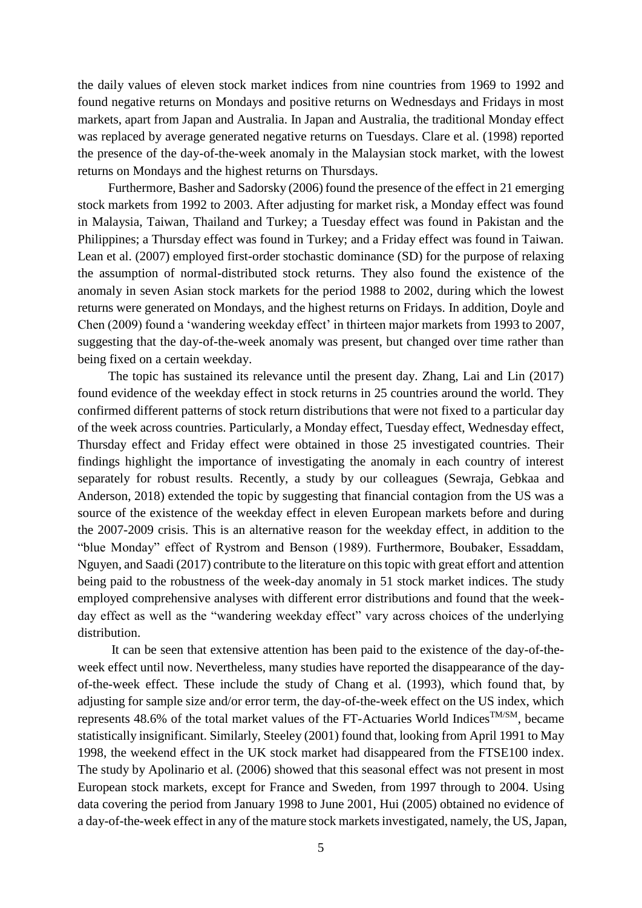the daily values of eleven stock market indices from nine countries from 1969 to 1992 and found negative returns on Mondays and positive returns on Wednesdays and Fridays in most markets, apart from Japan and Australia. In Japan and Australia, the traditional Monday effect was replaced by average generated negative returns on Tuesdays. Clare et al. (1998) reported the presence of the day-of-the-week anomaly in the Malaysian stock market, with the lowest returns on Mondays and the highest returns on Thursdays.

Furthermore, Basher and Sadorsky (2006) found the presence of the effect in 21 emerging stock markets from 1992 to 2003. After adjusting for market risk, a Monday effect was found in Malaysia, Taiwan, Thailand and Turkey; a Tuesday effect was found in Pakistan and the Philippines; a Thursday effect was found in Turkey; and a Friday effect was found in Taiwan. Lean et al. (2007) employed first-order stochastic dominance (SD) for the purpose of relaxing the assumption of normal-distributed stock returns. They also found the existence of the anomaly in seven Asian stock markets for the period 1988 to 2002, during which the lowest returns were generated on Mondays, and the highest returns on Fridays. In addition, Doyle and Chen (2009) found a 'wandering weekday effect' in thirteen major markets from 1993 to 2007, suggesting that the day-of-the-week anomaly was present, but changed over time rather than being fixed on a certain weekday.

The topic has sustained its relevance until the present day. Zhang, Lai and Lin (2017) found evidence of the weekday effect in stock returns in 25 countries around the world. They confirmed different patterns of stock return distributions that were not fixed to a particular day of the week across countries. Particularly, a Monday effect, Tuesday effect, Wednesday effect, Thursday effect and Friday effect were obtained in those 25 investigated countries. Their findings highlight the importance of investigating the anomaly in each country of interest separately for robust results. Recently, a study by our colleagues (Sewraja, Gebkaa and Anderson, 2018) extended the topic by suggesting that financial contagion from the US was a source of the existence of the weekday effect in eleven European markets before and during the 2007-2009 crisis. This is an alternative reason for the weekday effect, in addition to the "blue Monday" effect of Rystrom and Benson (1989). Furthermore, Boubaker, Essaddam, Nguyen, and Saadi (2017) contribute to the literature on this topic with great effort and attention being paid to the robustness of the week-day anomaly in 51 stock market indices. The study employed comprehensive analyses with different error distributions and found that the week-day effect as well as the "wandering weekday effect" vary across choices of the underlying distribution.

It can be seen that extensive attention has been paid to the existence of the day-of-the-week effect until now. Nevertheless, many studies have reported the disappearance of the day-of-the-week effect. These include the study of Chang et al. (1993), which found that, by adjusting for sample size and/or error term, the day-of-the-week effect on the US index, which represents 48.6% of the total market values of the FT-Actuaries World Indices[TM/SM], became statistically insignificant. Similarly, Steeley (2001) found that, looking from April 1991 to May 1998, the weekend effect in the UK stock market had disappeared from the FTSE100 index. The study by Apolinario et al. (2006) showed that this seasonal effect was not present in most European stock markets, except for France and Sweden, from 1997 through to 2004. Using data covering the period from January 1998 to June 2001, Hui (2005) obtained no evidence of a day-of-the-week effect in any of the mature stock markets investigated, namely, the US, Japan,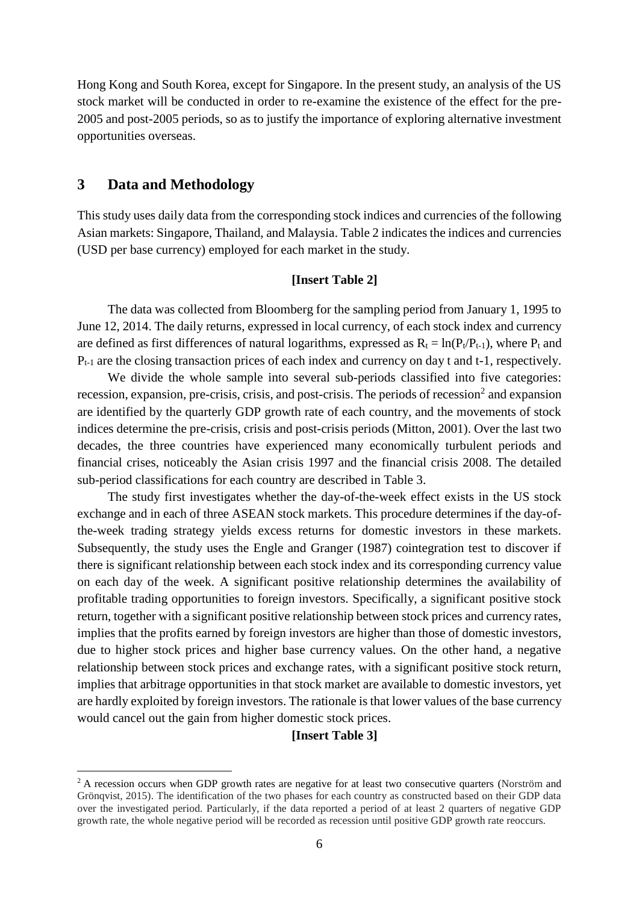Hong Kong and South Korea, except for Singapore. In the present study, an analysis of the US stock market will be conducted in order to re-examine the existence of the effect for the pre-2005 and post-2005 periods, so as to justify the importance of exploring alternative investment opportunities overseas.

## 3 Data and Methodology

This study uses daily data from the corresponding stock indices and currencies of the following Asian markets: Singapore, Thailand, and Malaysia. Table 2 indicates the indices and currencies (USD per base currency) employed for each market in the study.

**[Insert Table 2]**

The data was collected from Bloomberg for the sampling period from January 1, 1995 to June 12, 2014. The daily returns, expressed in local currency, of each stock index and currency are defined as first differences of natural logarithms, expressed as $R_t = \ln(P_t/P_{t-1})$, where $P_t$ and $P_{t-1}$ are the closing transaction prices of each index and currency on day t and t-1, respectively.

We divide the whole sample into several sub-periods classified into five categories: recession, expansion, pre-crisis, crisis, and post-crisis. The periods of recession[2] and expansion are identified by the quarterly GDP growth rate of each country, and the movements of stock indices determine the pre-crisis, crisis and post-crisis periods (Mitton, 2001). Over the last two decades, the three countries have experienced many economically turbulent periods and financial crises, noticeably the Asian crisis 1997 and the financial crisis 2008. The detailed sub-period classifications for each country are described in Table 3.

The study first investigates whether the day-of-the-week effect exists in the US stock exchange and in each of three ASEAN stock markets. This procedure determines if the day-of-the-week trading strategy yields excess returns for domestic investors in these markets. Subsequently, the study uses the Engle and Granger (1987) cointegration test to discover if there is significant relationship between each stock index and its corresponding currency value on each day of the week. A significant positive relationship determines the availability of profitable trading opportunities to foreign investors. Specifically, a significant positive stock return, together with a significant positive relationship between stock prices and currency rates, implies that the profits earned by foreign investors are higher than those of domestic investors, due to higher stock prices and higher base currency values. On the other hand, a negative relationship between stock prices and exchange rates, with a significant positive stock return, implies that arbitrage opportunities in that stock market are available to domestic investors, yet are hardly exploited by foreign investors. The rationale is that lower values of the base currency would cancel out the gain from higher domestic stock prices.

**[Insert Table 3]**

[2] A recession occurs when GDP growth rates are negative for at least two consecutive quarters (Norström and Grönqvist, 2015). The identification of the two phases for each country as constructed based on their GDP data over the investigated period. Particularly, if the data reported a period of at least 2 quarters of negative GDP growth rate, the whole negative period will be recorded as recession until positive GDP growth rate reoccurs.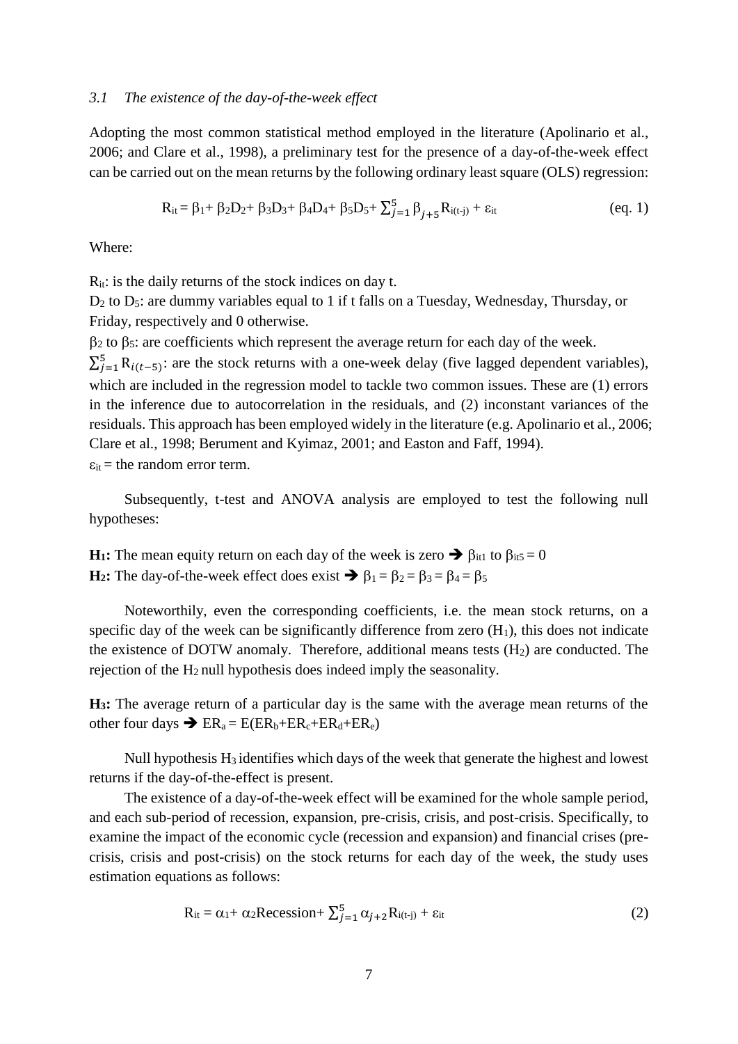### *3.1 The existence of the day-of-the-week effect*

Adopting the most common statistical method employed in the literature (Apolinario et al., 2006; and Clare et al., 1998), a preliminary test for the presence of a day-of-the-week effect can be carried out on the mean returns by the following ordinary least square (OLS) regression:

$$R_{it} = \beta_1 + \beta_2 D_2 + \beta_3 D_3 + \beta_4 D_4 + \beta_5 D_5 + \sum_{j=1}^{5} \beta_{j+5} R_{i(t-j)} + \varepsilon_{it} \quad \text{(eq. 1)}$$

Where:

$R_{it}$: is the daily returns of the stock indices on day t.
$D_2$ to $D_5$: are dummy variables equal to 1 if t falls on a Tuesday, Wednesday, Thursday, or Friday, respectively and 0 otherwise.
$\beta_2$ to $\beta_5$: are coefficients which represent the average return for each day of the week.
$\sum_{j=1}^{5} R_{i(t-5)}$: are the stock returns with a one-week delay (five lagged dependent variables), which are included in the regression model to tackle two common issues. These are (1) errors in the inference due to autocorrelation in the residuals, and (2) inconstant variances of the residuals. This approach has been employed widely in the literature (e.g. Apolinario et al., 2006; Clare et al., 1998; Berument and Kyimaz, 2001; and Easton and Faff, 1994).
$\varepsilon_{it}$ = the random error term.

Subsequently, t-test and ANOVA analysis are employed to test the following null hypotheses:

**$H_1$:** The mean equity return on each day of the week is zero ➔ $\beta_{it1}$ to $\beta_{it5} = 0$
**$H_2$:** The day-of-the-week effect does exist ➔ $\beta_1 = \beta_2 = \beta_3 = \beta_4 = \beta_5$

Noteworthily, even the corresponding coefficients, i.e. the mean stock returns, on a specific day of the week can be significantly difference from zero ($H_1$), this does not indicate the existence of DOTW anomaly. Therefore, additional means tests ($H_2$) are conducted. The rejection of the $H_2$ null hypothesis does indeed imply the seasonality.

**$H_3$:** The average return of a particular day is the same with the average mean returns of the other four days ➔ $ER_a = E(ER_b + ER_c + ER_d + ER_e)$

Null hypothesis $H_3$ identifies which days of the week that generate the highest and lowest returns if the day-of-the-effect is present.

The existence of a day-of-the-week effect will be examined for the whole sample period, and each sub-period of recession, expansion, pre-crisis, crisis, and post-crisis. Specifically, to examine the impact of the economic cycle (recession and expansion) and financial crises (pre-crisis, crisis and post-crisis) on the stock returns for each day of the week, the study uses estimation equations as follows:

$$R_{it} = \alpha_1 + \alpha_2 \text{Recession} + \sum_{j=1}^{5} \alpha_{j+2} R_{i(t-j)} + \varepsilon_{it} \quad (2)$$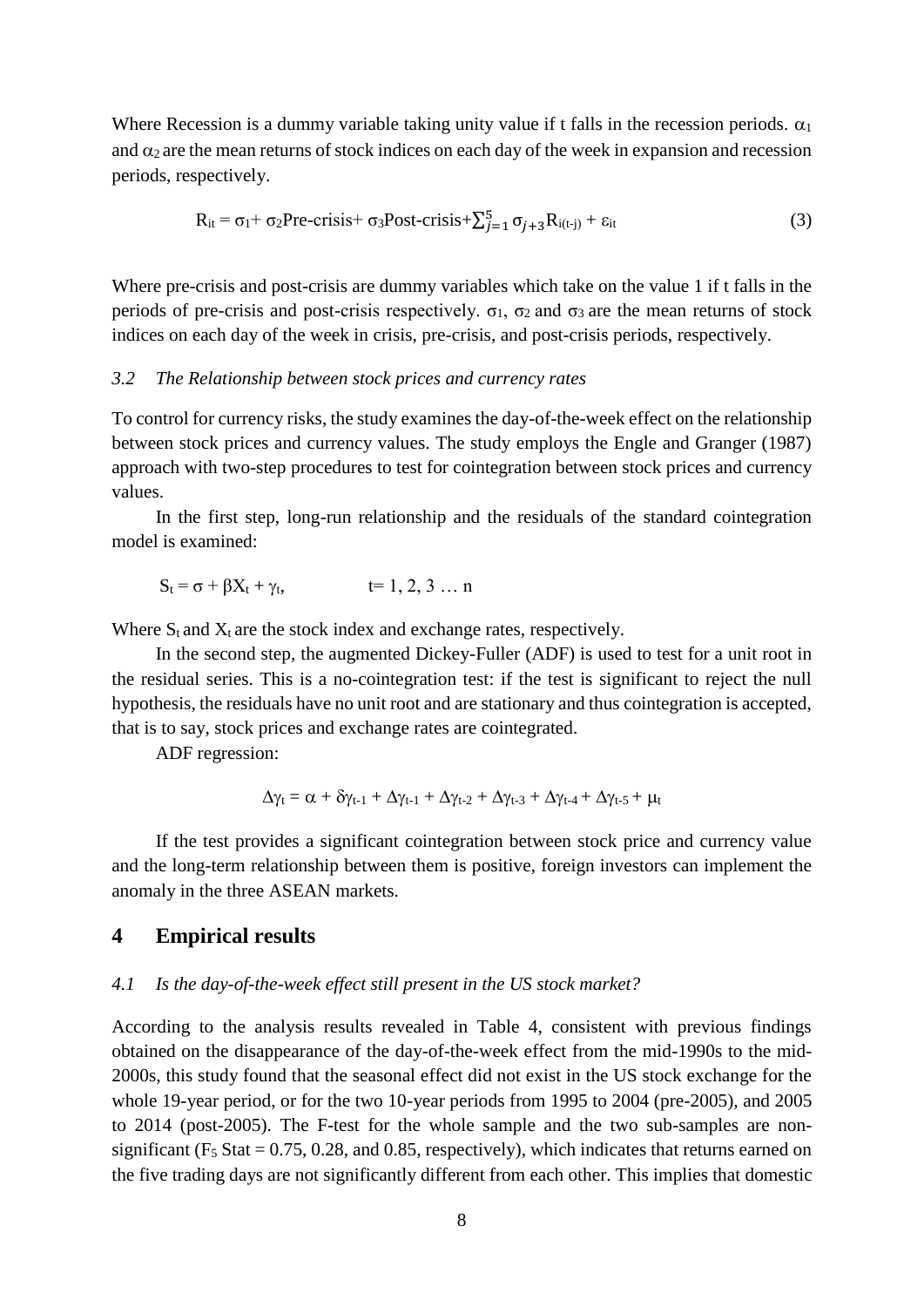Where Recession is a dummy variable taking unity value if t falls in the recession periods. $\alpha_1$ and $\alpha_2$ are the mean returns of stock indices on each day of the week in expansion and recession periods, respectively.

$$R_{it} = \sigma_1 + \sigma_2\text{Pre-crisis} + \sigma_3\text{Post-crisis} + \sum_{j=1}^{5} \sigma_{j+3} R_{i(t-j)} + \varepsilon_{it} \tag{3}$$

Where pre-crisis and post-crisis are dummy variables which take on the value 1 if t falls in the periods of pre-crisis and post-crisis respectively. $\sigma_1$, $\sigma_2$ and $\sigma_3$ are the mean returns of stock indices on each day of the week in crisis, pre-crisis, and post-crisis periods, respectively.

### *3.2 The Relationship between stock prices and currency rates*

To control for currency risks, the study examines the day-of-the-week effect on the relationship between stock prices and currency values. The study employs the Engle and Granger (1987) approach with two-step procedures to test for cointegration between stock prices and currency values.

In the first step, long-run relationship and the residuals of the standard cointegration model is examined:

$$S_t = \sigma + \beta X_t + \gamma_t, \qquad t = 1, 2, 3 \ldots n$$

Where $S_t$ and $X_t$ are the stock index and exchange rates, respectively.

In the second step, the augmented Dickey-Fuller (ADF) is used to test for a unit root in the residual series. This is a no-cointegration test: if the test is significant to reject the null hypothesis, the residuals have no unit root and are stationary and thus cointegration is accepted, that is to say, stock prices and exchange rates are cointegrated.

ADF regression:

$$\Delta\gamma_t = \alpha + \delta\gamma_{t-1} + \Delta\gamma_{t-1} + \Delta\gamma_{t-2} + \Delta\gamma_{t-3} + \Delta\gamma_{t-4} + \Delta\gamma_{t-5} + \mu_t$$

If the test provides a significant cointegration between stock price and currency value and the long-term relationship between them is positive, foreign investors can implement the anomaly in the three ASEAN markets.

## 4 Empirical results

### *4.1 Is the day-of-the-week effect still present in the US stock market?*

According to the analysis results revealed in Table 4, consistent with previous findings obtained on the disappearance of the day-of-the-week effect from the mid-1990s to the mid-2000s, this study found that the seasonal effect did not exist in the US stock exchange for the whole 19-year period, or for the two 10-year periods from 1995 to 2004 (pre-2005), and 2005 to 2014 (post-2005). The F-test for the whole sample and the two sub-samples are non-significant ($F_5$ Stat = 0.75, 0.28, and 0.85, respectively), which indicates that returns earned on the five trading days are not significantly different from each other. This implies that domestic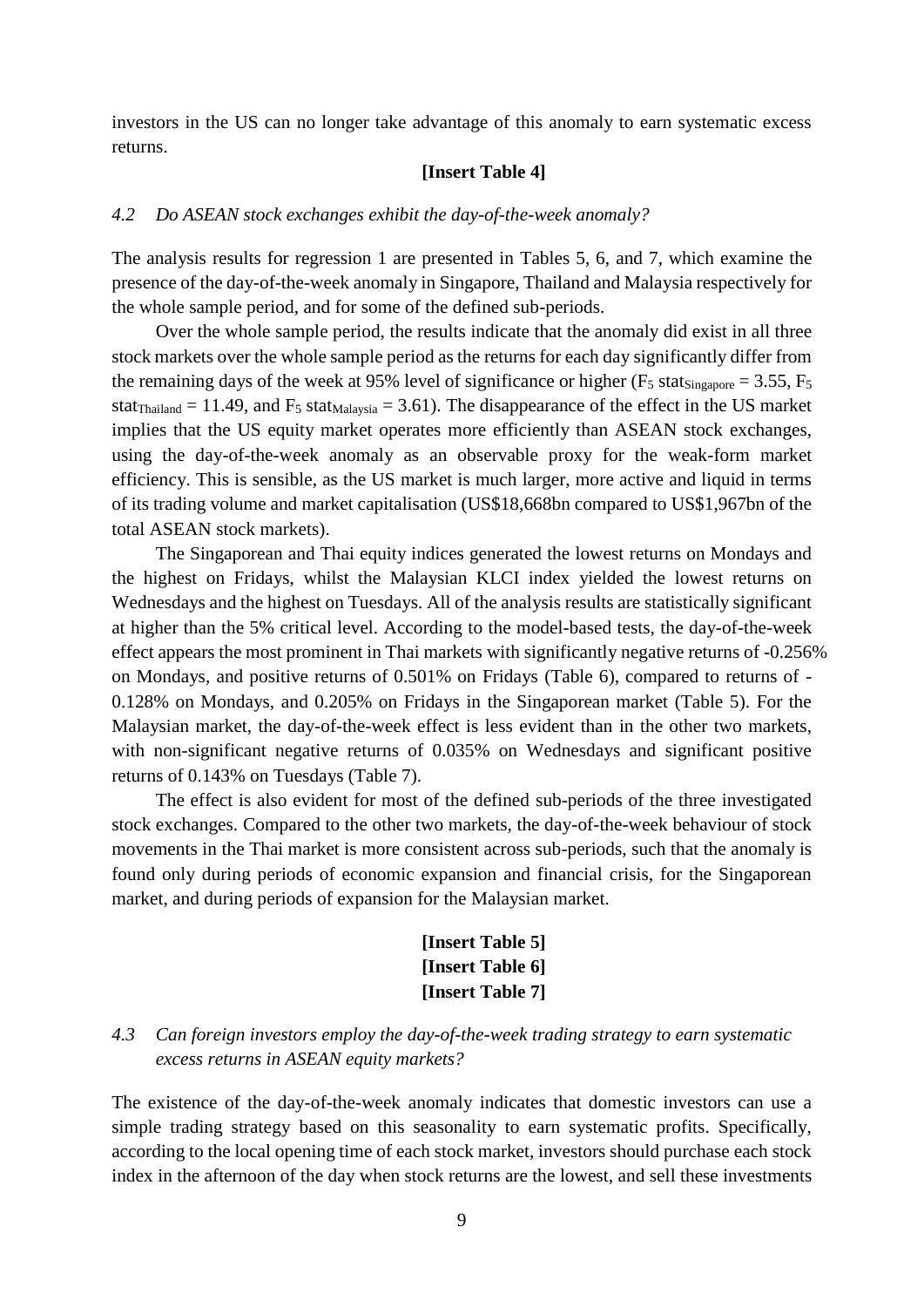investors in the US can no longer take advantage of this anomaly to earn systematic excess returns.

**[Insert Table 4]**

### *4.2 Do ASEAN stock exchanges exhibit the day-of-the-week anomaly?*

The analysis results for regression 1 are presented in Tables 5, 6, and 7, which examine the presence of the day-of-the-week anomaly in Singapore, Thailand and Malaysia respectively for the whole sample period, and for some of the defined sub-periods.

Over the whole sample period, the results indicate that the anomaly did exist in all three stock markets over the whole sample period as the returns for each day significantly differ from the remaining days of the week at 95% level of significance or higher ($F_5$ $\text{stat}_{\text{Singapore}} = 3.55$, $F_5$ $\text{stat}_{\text{Thailand}} = 11.49$, and $F_5$ $\text{stat}_{\text{Malaysia}} = 3.61$). The disappearance of the effect in the US market implies that the US equity market operates more efficiently than ASEAN stock exchanges, using the day-of-the-week anomaly as an observable proxy for the weak-form market efficiency. This is sensible, as the US market is much larger, more active and liquid in terms of its trading volume and market capitalisation (US$18,668bn compared to US$1,967bn of the total ASEAN stock markets).

The Singaporean and Thai equity indices generated the lowest returns on Mondays and the highest on Fridays, whilst the Malaysian KLCI index yielded the lowest returns on Wednesdays and the highest on Tuesdays. All of the analysis results are statistically significant at higher than the 5% critical level. According to the model-based tests, the day-of-the-week effect appears the most prominent in Thai markets with significantly negative returns of -0.256% on Mondays, and positive returns of 0.501% on Fridays (Table 6), compared to returns of -0.128% on Mondays, and 0.205% on Fridays in the Singaporean market (Table 5). For the Malaysian market, the day-of-the-week effect is less evident than in the other two markets, with non-significant negative returns of 0.035% on Wednesdays and significant positive returns of 0.143% on Tuesdays (Table 7).

The effect is also evident for most of the defined sub-periods of the three investigated stock exchanges. Compared to the other two markets, the day-of-the-week behaviour of stock movements in the Thai market is more consistent across sub-periods, such that the anomaly is found only during periods of economic expansion and financial crisis, for the Singaporean market, and during periods of expansion for the Malaysian market.

**[Insert Table 5]**
**[Insert Table 6]**
**[Insert Table 7]**

### *4.3 Can foreign investors employ the day-of-the-week trading strategy to earn systematic excess returns in ASEAN equity markets?*

The existence of the day-of-the-week anomaly indicates that domestic investors can use a simple trading strategy based on this seasonality to earn systematic profits. Specifically, according to the local opening time of each stock market, investors should purchase each stock index in the afternoon of the day when stock returns are the lowest, and sell these investments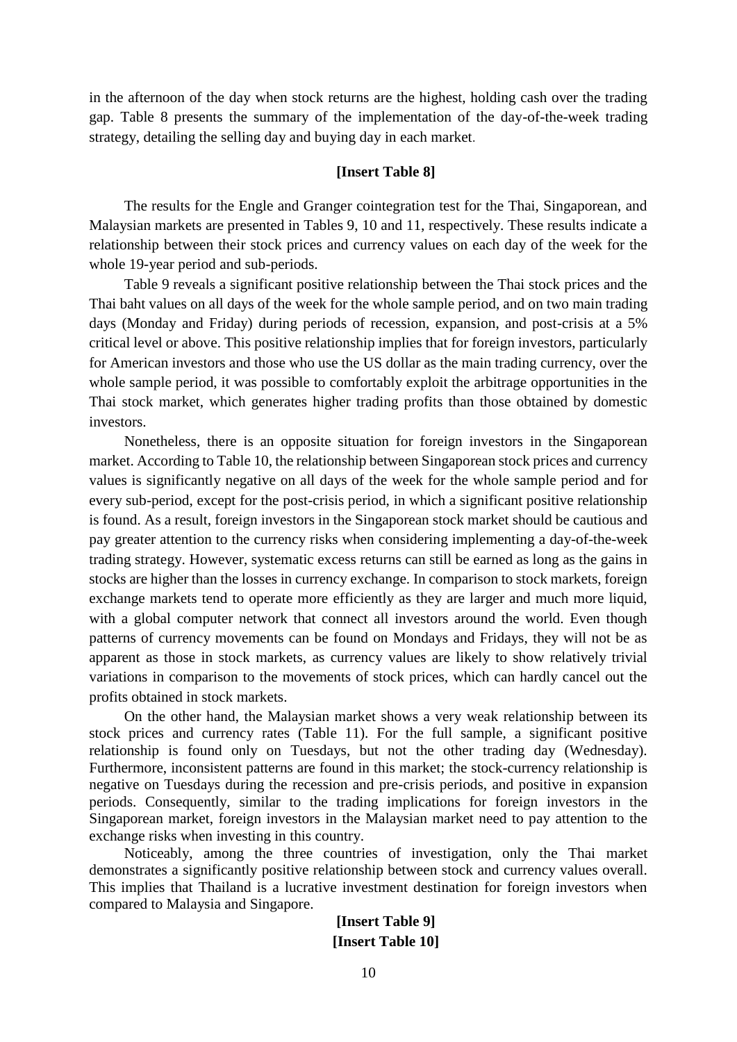in the afternoon of the day when stock returns are the highest, holding cash over the trading gap. Table 8 presents the summary of the implementation of the day-of-the-week trading strategy, detailing the selling day and buying day in each market.

**[Insert Table 8]**

The results for the Engle and Granger cointegration test for the Thai, Singaporean, and Malaysian markets are presented in Tables 9, 10 and 11, respectively. These results indicate a relationship between their stock prices and currency values on each day of the week for the whole 19-year period and sub-periods.

Table 9 reveals a significant positive relationship between the Thai stock prices and the Thai baht values on all days of the week for the whole sample period, and on two main trading days (Monday and Friday) during periods of recession, expansion, and post-crisis at a 5% critical level or above. This positive relationship implies that for foreign investors, particularly for American investors and those who use the US dollar as the main trading currency, over the whole sample period, it was possible to comfortably exploit the arbitrage opportunities in the Thai stock market, which generates higher trading profits than those obtained by domestic investors.

Nonetheless, there is an opposite situation for foreign investors in the Singaporean market. According to Table 10, the relationship between Singaporean stock prices and currency values is significantly negative on all days of the week for the whole sample period and for every sub-period, except for the post-crisis period, in which a significant positive relationship is found. As a result, foreign investors in the Singaporean stock market should be cautious and pay greater attention to the currency risks when considering implementing a day-of-the-week trading strategy. However, systematic excess returns can still be earned as long as the gains in stocks are higher than the losses in currency exchange. In comparison to stock markets, foreign exchange markets tend to operate more efficiently as they are larger and much more liquid, with a global computer network that connect all investors around the world. Even though patterns of currency movements can be found on Mondays and Fridays, they will not be as apparent as those in stock markets, as currency values are likely to show relatively trivial variations in comparison to the movements of stock prices, which can hardly cancel out the profits obtained in stock markets.

On the other hand, the Malaysian market shows a very weak relationship between its stock prices and currency rates (Table 11). For the full sample, a significant positive relationship is found only on Tuesdays, but not the other trading day (Wednesday). Furthermore, inconsistent patterns are found in this market; the stock-currency relationship is negative on Tuesdays during the recession and pre-crisis periods, and positive in expansion periods. Consequently, similar to the trading implications for foreign investors in the Singaporean market, foreign investors in the Malaysian market need to pay attention to the exchange risks when investing in this country.

Noticeably, among the three countries of investigation, only the Thai market demonstrates a significantly positive relationship between stock and currency values overall. This implies that Thailand is a lucrative investment destination for foreign investors when compared to Malaysia and Singapore.

**[Insert Table 9]**

**[Insert Table 10]**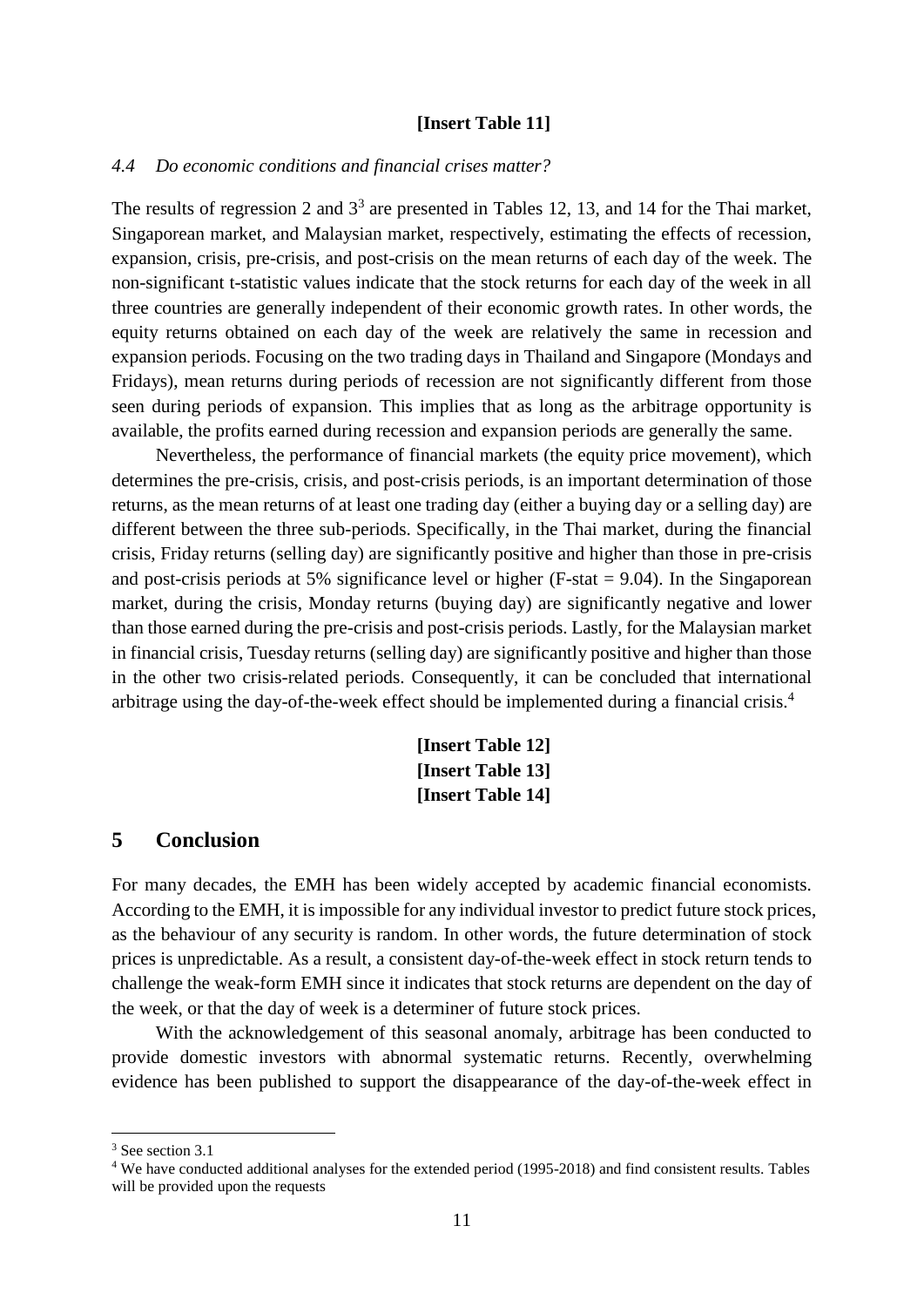**[Insert Table 11]**

### *4.4 Do economic conditions and financial crises matter?*

The results of regression 2 and 3[3] are presented in Tables 12, 13, and 14 for the Thai market, Singaporean market, and Malaysian market, respectively, estimating the effects of recession, expansion, crisis, pre-crisis, and post-crisis on the mean returns of each day of the week. The non-significant t-statistic values indicate that the stock returns for each day of the week in all three countries are generally independent of their economic growth rates. In other words, the equity returns obtained on each day of the week are relatively the same in recession and expansion periods. Focusing on the two trading days in Thailand and Singapore (Mondays and Fridays), mean returns during periods of recession are not significantly different from those seen during periods of expansion. This implies that as long as the arbitrage opportunity is available, the profits earned during recession and expansion periods are generally the same.

Nevertheless, the performance of financial markets (the equity price movement), which determines the pre-crisis, crisis, and post-crisis periods, is an important determination of those returns, as the mean returns of at least one trading day (either a buying day or a selling day) are different between the three sub-periods. Specifically, in the Thai market, during the financial crisis, Friday returns (selling day) are significantly positive and higher than those in pre-crisis and post-crisis periods at 5% significance level or higher (F-stat = 9.04). In the Singaporean market, during the crisis, Monday returns (buying day) are significantly negative and lower than those earned during the pre-crisis and post-crisis periods. Lastly, for the Malaysian market in financial crisis, Tuesday returns (selling day) are significantly positive and higher than those in the other two crisis-related periods. Consequently, it can be concluded that international arbitrage using the day-of-the-week effect should be implemented during a financial crisis.[4]

**[Insert Table 12]**
**[Insert Table 13]**
**[Insert Table 14]**

## 5 Conclusion

For many decades, the EMH has been widely accepted by academic financial economists. According to the EMH, it is impossible for any individual investor to predict future stock prices, as the behaviour of any security is random. In other words, the future determination of stock prices is unpredictable. As a result, a consistent day-of-the-week effect in stock return tends to challenge the weak-form EMH since it indicates that stock returns are dependent on the day of the week, or that the day of week is a determiner of future stock prices.

With the acknowledgement of this seasonal anomaly, arbitrage has been conducted to provide domestic investors with abnormal systematic returns. Recently, overwhelming evidence has been published to support the disappearance of the day-of-the-week effect in

[3] See section 3.1

[4] We have conducted additional analyses for the extended period (1995-2018) and find consistent results. Tables will be provided upon the requests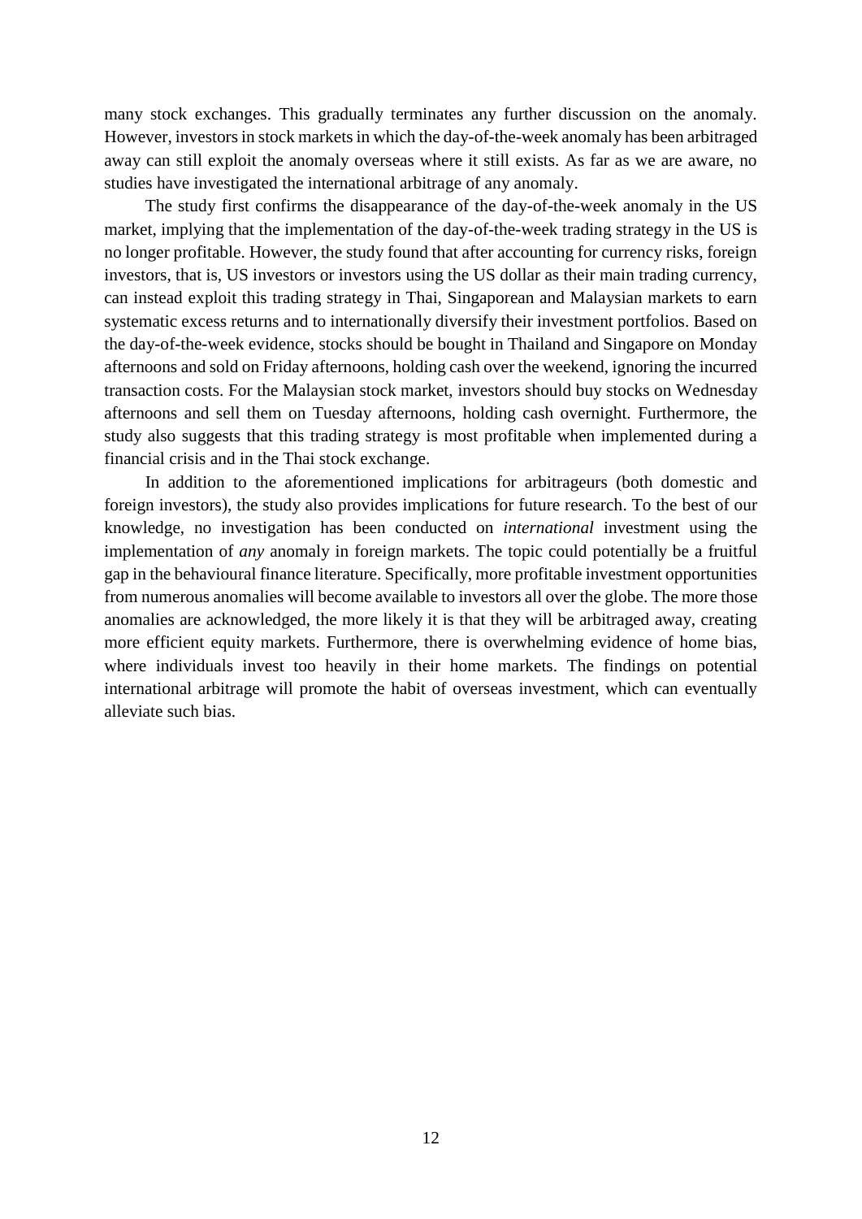many stock exchanges. This gradually terminates any further discussion on the anomaly. However, investors in stock markets in which the day-of-the-week anomaly has been arbitraged away can still exploit the anomaly overseas where it still exists. As far as we are aware, no studies have investigated the international arbitrage of any anomaly.

The study first confirms the disappearance of the day-of-the-week anomaly in the US market, implying that the implementation of the day-of-the-week trading strategy in the US is no longer profitable. However, the study found that after accounting for currency risks, foreign investors, that is, US investors or investors using the US dollar as their main trading currency, can instead exploit this trading strategy in Thai, Singaporean and Malaysian markets to earn systematic excess returns and to internationally diversify their investment portfolios. Based on the day-of-the-week evidence, stocks should be bought in Thailand and Singapore on Monday afternoons and sold on Friday afternoons, holding cash over the weekend, ignoring the incurred transaction costs. For the Malaysian stock market, investors should buy stocks on Wednesday afternoons and sell them on Tuesday afternoons, holding cash overnight. Furthermore, the study also suggests that this trading strategy is most profitable when implemented during a financial crisis and in the Thai stock exchange.

In addition to the aforementioned implications for arbitrageurs (both domestic and foreign investors), the study also provides implications for future research. To the best of our knowledge, no investigation has been conducted on *international* investment using the implementation of *any* anomaly in foreign markets. The topic could potentially be a fruitful gap in the behavioural finance literature. Specifically, more profitable investment opportunities from numerous anomalies will become available to investors all over the globe. The more those anomalies are acknowledged, the more likely it is that they will be arbitraged away, creating more efficient equity markets. Furthermore, there is overwhelming evidence of home bias, where individuals invest too heavily in their home markets. The findings on potential international arbitrage will promote the habit of overseas investment, which can eventually alleviate such bias.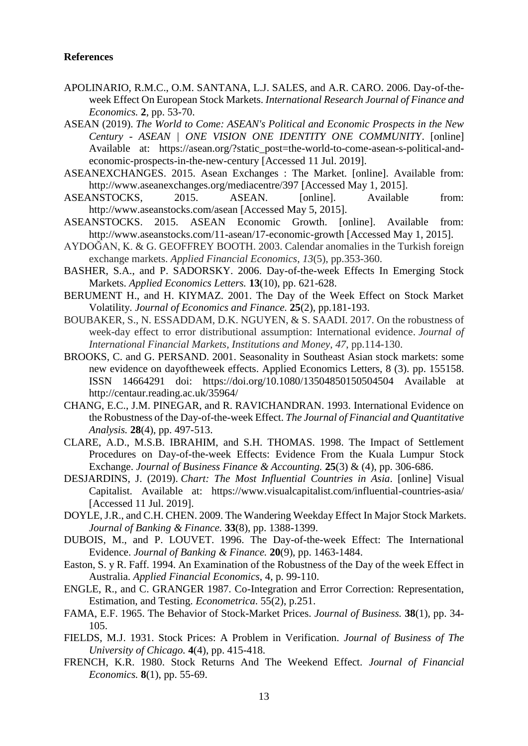**References**

APOLINARIO, R.M.C., O.M. SANTANA, L.J. SALES, and A.R. CARO. 2006. Day-of-the-week Effect On European Stock Markets. *International Research Journal of Finance and Economics.* **2**, pp. 53-70.

ASEAN (2019). *The World to Come: ASEAN's Political and Economic Prospects in the New Century - ASEAN | ONE VISION ONE IDENTITY ONE COMMUNITY*. [online] Available at: https://asean.org/?static_post=the-world-to-come-asean-s-political-and-economic-prospects-in-the-new-century [Accessed 11 Jul. 2019].

ASEANEXCHANGES. 2015. Asean Exchanges : The Market. [online]. Available from: http://www.aseanexchanges.org/mediacentre/397 [Accessed May 1, 2015].

ASEANSTOCKS, 2015. ASEAN. [online]. Available from: http://www.aseanstocks.com/asean [Accessed May 5, 2015].

ASEANSTOCKS. 2015. ASEAN Economic Growth. [online]. Available from: http://www.aseanstocks.com/11-asean/17-economic-growth [Accessed May 1, 2015].

AYDOĞAN, K. & G. GEOFFREY BOOTH. 2003. Calendar anomalies in the Turkish foreign exchange markets. *Applied Financial Economics*, *13*(5), pp.353-360.

BASHER, S.A., and P. SADORSKY. 2006. Day-of-the-week Effects In Emerging Stock Markets. *Applied Economics Letters.* **13**(10), pp. 621-628.

BERUMENT H., and H. KIYMAZ. 2001. The Day of the Week Effect on Stock Market Volatility. *Journal of Economics and Finance.* **25**(2), pp.181-193.

BOUBAKER, S., N. ESSADDAM, D.K. NGUYEN, & S. SAADI. 2017. On the robustness of week-day effect to error distributional assumption: International evidence. *Journal of International Financial Markets, Institutions and Money*, *47*, pp.114-130.

BROOKS, C. and G. PERSAND. 2001. Seasonality in Southeast Asian stock markets: some new evidence on dayoftheweek effects. Applied Economics Letters, 8 (3). pp. 155158. ISSN 14664291 doi: https://doi.org/10.1080/13504850150504504 Available at http://centaur.reading.ac.uk/35964/

CHANG, E.C., J.M. PINEGAR, and R. RAVICHANDRAN. 1993. International Evidence on the Robustness of the Day-of-the-week Effect. *The Journal of Financial and Quantitative Analysis.* **28**(4), pp. 497-513.

CLARE, A.D., M.S.B. IBRAHIM, and S.H. THOMAS. 1998. The Impact of Settlement Procedures on Day-of-the-week Effects: Evidence From the Kuala Lumpur Stock Exchange. *Journal of Business Finance & Accounting.* **25**(3) & (4), pp. 306-686.

DESJARDINS, J. (2019). *Chart: The Most Influential Countries in Asia*. [online] Visual Capitalist. Available at: https://www.visualcapitalist.com/influential-countries-asia/ [Accessed 11 Jul. 2019].

DOYLE, J.R., and C.H. CHEN. 2009. The Wandering Weekday Effect In Major Stock Markets. *Journal of Banking & Finance.* **33**(8), pp. 1388-1399.

DUBOIS, M., and P. LOUVET. 1996. The Day-of-the-week Effect: The International Evidence. *Journal of Banking & Finance.* **20**(9), pp. 1463-1484.

Easton, S. y R. Faff. 1994. An Examination of the Robustness of the Day of the week Effect in Australia. *Applied Financial Economics*, 4, p. 99-110.

ENGLE, R., and C. GRANGER 1987. Co-Integration and Error Correction: Representation, Estimation, and Testing. *Econometrica*. 55(2), p.251.

FAMA, E.F. 1965. The Behavior of Stock-Market Prices. *Journal of Business.* **38**(1), pp. 34-105.

FIELDS, M.J. 1931. Stock Prices: A Problem in Verification. *Journal of Business of The University of Chicago.* **4**(4), pp. 415-418.

FRENCH, K.R. 1980. Stock Returns And The Weekend Effect. *Journal of Financial Economics.* **8**(1), pp. 55-69.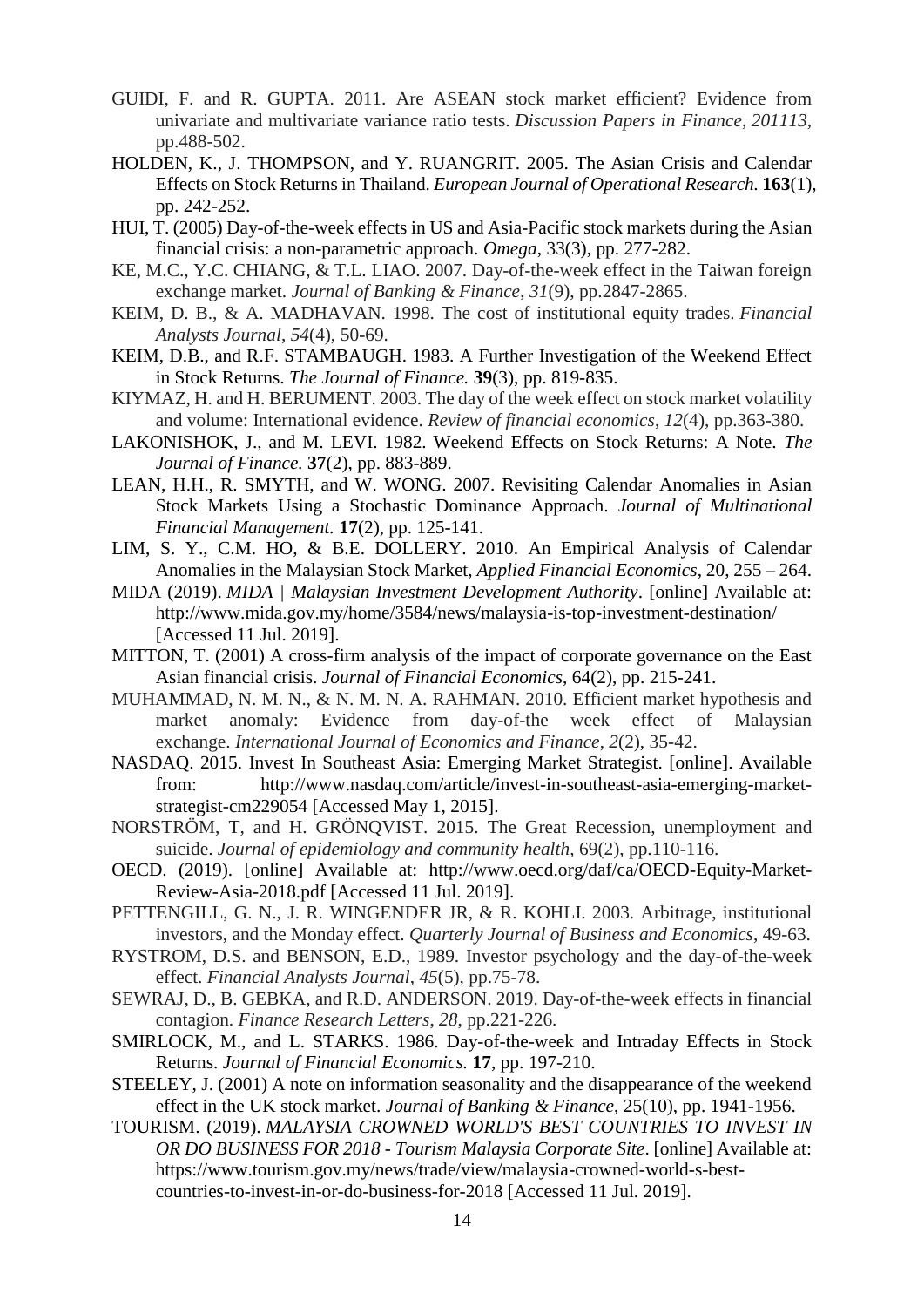GUIDI, F. and R. GUPTA. 2011. Are ASEAN stock market efficient? Evidence from univariate and multivariate variance ratio tests. *Discussion Papers in Finance*, *201113*, pp.488-502.

HOLDEN, K., J. THOMPSON, and Y. RUANGRIT. 2005. The Asian Crisis and Calendar Effects on Stock Returns in Thailand. *European Journal of Operational Research.* **163**(1), pp. 242-252.

HUI, T. (2005) Day-of-the-week effects in US and Asia-Pacific stock markets during the Asian financial crisis: a non-parametric approach. *Omega*, 33(3), pp. 277-282.

KE, M.C., Y.C. CHIANG, & T.L. LIAO. 2007. Day-of-the-week effect in the Taiwan foreign exchange market. *Journal of Banking & Finance*, *31*(9), pp.2847-2865.

KEIM, D. B., & A. MADHAVAN. 1998. The cost of institutional equity trades. *Financial Analysts Journal*, *54*(4), 50-69.

KEIM, D.B., and R.F. STAMBAUGH. 1983. A Further Investigation of the Weekend Effect in Stock Returns. *The Journal of Finance.* **39**(3), pp. 819-835.

KIYMAZ, H. and H. BERUMENT. 2003. The day of the week effect on stock market volatility and volume: International evidence. *Review of financial economics*, *12*(4), pp.363-380.

LAKONISHOK, J., and M. LEVI. 1982. Weekend Effects on Stock Returns: A Note. *The Journal of Finance.* **37**(2), pp. 883-889.

LEAN, H.H., R. SMYTH, and W. WONG. 2007. Revisiting Calendar Anomalies in Asian Stock Markets Using a Stochastic Dominance Approach. *Journal of Multinational Financial Management.* **17**(2), pp. 125-141.

LIM, S. Y., C.M. HO, & B.E. DOLLERY. 2010. An Empirical Analysis of Calendar Anomalies in the Malaysian Stock Market, *Applied Financial Economics*, 20, 255 – 264.

MIDA (2019). *MIDA | Malaysian Investment Development Authority*. [online] Available at: http://www.mida.gov.my/home/3584/news/malaysia-is-top-investment-destination/ [Accessed 11 Jul. 2019].

MITTON, T. (2001) A cross-firm analysis of the impact of corporate governance on the East Asian financial crisis. *Journal of Financial Economics*, 64(2), pp. 215-241.

MUHAMMAD, N. M. N., & N. M. N. A. RAHMAN. 2010. Efficient market hypothesis and market anomaly: Evidence from day-of-the week effect of Malaysian exchange. *International Journal of Economics and Finance*, *2*(2), 35-42.

NASDAQ. 2015. Invest In Southeast Asia: Emerging Market Strategist. [online]. Available from: http://www.nasdaq.com/article/invest-in-southeast-asia-emerging-market-strategist-cm229054 [Accessed May 1, 2015].

NORSTRÖM, T, and H. GRÖNQVIST. 2015. The Great Recession, unemployment and suicide. *Journal of epidemiology and community health*, 69(2), pp.110-116.

OECD. (2019). [online] Available at: http://www.oecd.org/daf/ca/OECD-Equity-Market-Review-Asia-2018.pdf [Accessed 11 Jul. 2019].

PETTENGILL, G. N., J. R. WINGENDER JR, & R. KOHLI. 2003. Arbitrage, institutional investors, and the Monday effect. *Quarterly Journal of Business and Economics*, 49-63.

RYSTROM, D.S. and BENSON, E.D., 1989. Investor psychology and the day-of-the-week effect. *Financial Analysts Journal*, *45*(5), pp.75-78.

SEWRAJ, D., B. GEBKA, and R.D. ANDERSON. 2019. Day-of-the-week effects in financial contagion. *Finance Research Letters*, *28*, pp.221-226.

SMIRLOCK, M., and L. STARKS. 1986. Day-of-the-week and Intraday Effects in Stock Returns. *Journal of Financial Economics.* **17**, pp. 197-210.

STEELEY, J. (2001) A note on information seasonality and the disappearance of the weekend effect in the UK stock market. *Journal of Banking & Finance*, 25(10), pp. 1941-1956.

TOURISM. (2019). *MALAYSIA CROWNED WORLD'S BEST COUNTRIES TO INVEST IN OR DO BUSINESS FOR 2018 - Tourism Malaysia Corporate Site*. [online] Available at: https://www.tourism.gov.my/news/trade/view/malaysia-crowned-world-s-best-countries-to-invest-in-or-do-business-for-2018 [Accessed 11 Jul. 2019].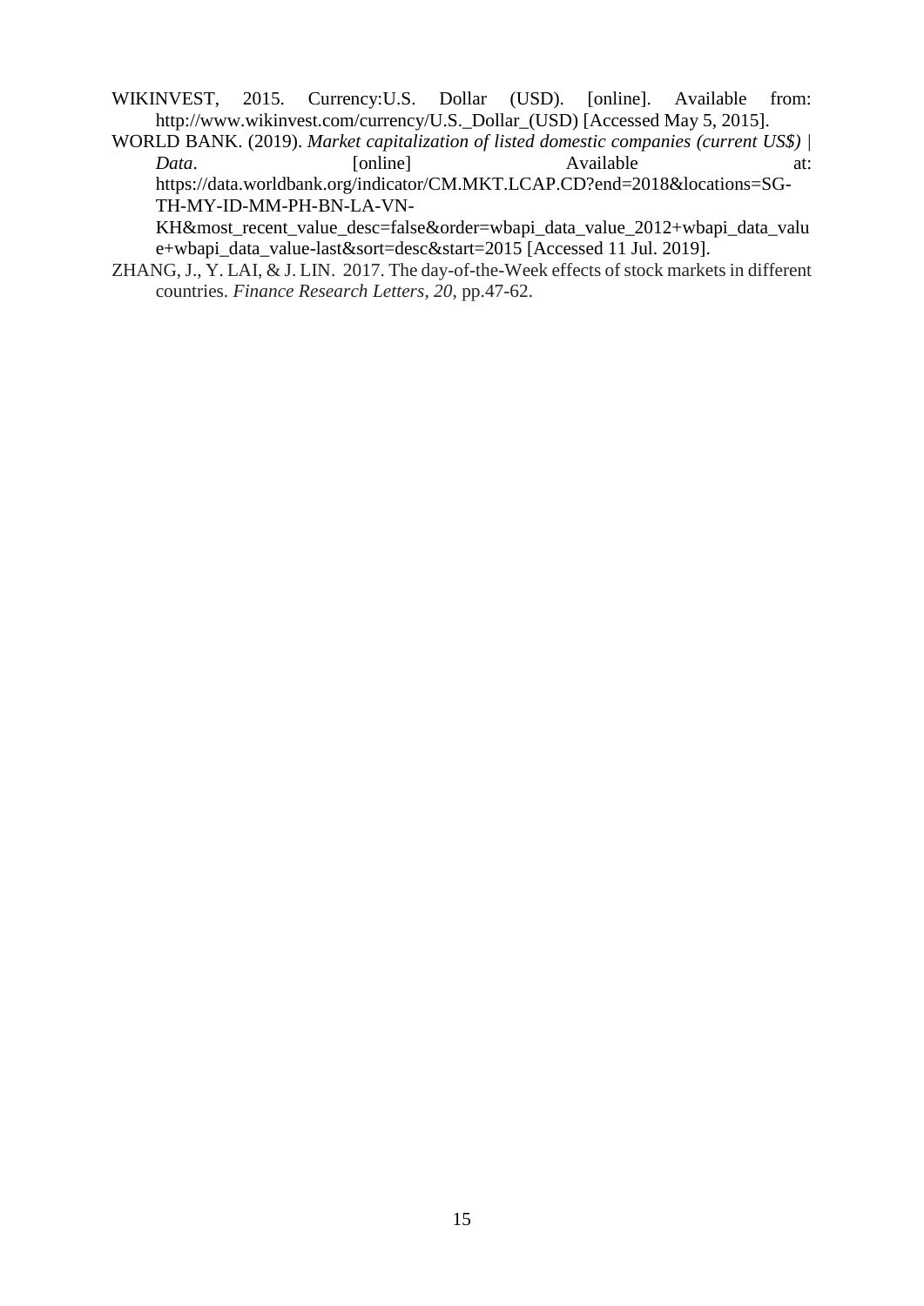WIKINVEST, 2015. Currency:U.S. Dollar (USD). [online]. Available from: http://www.wikinvest.com/currency/U.S._Dollar_(USD) [Accessed May 5, 2015].

WORLD BANK. (2019). *Market capitalization of listed domestic companies (current US$) | Data*. [online] Available at: https://data.worldbank.org/indicator/CM.MKT.LCAP.CD?end=2018&locations=SG-TH-MY-ID-MM-PH-BN-LA-VN-KH&most_recent_value_desc=false&order=wbapi_data_value_2012+wbapi_data_value+wbapi_data_value-last&sort=desc&start=2015 [Accessed 11 Jul. 2019].

ZHANG, J., Y. LAI, & J. LIN. 2017. The day-of-the-Week effects of stock markets in different countries. *Finance Research Letters*, *20*, pp.47-62.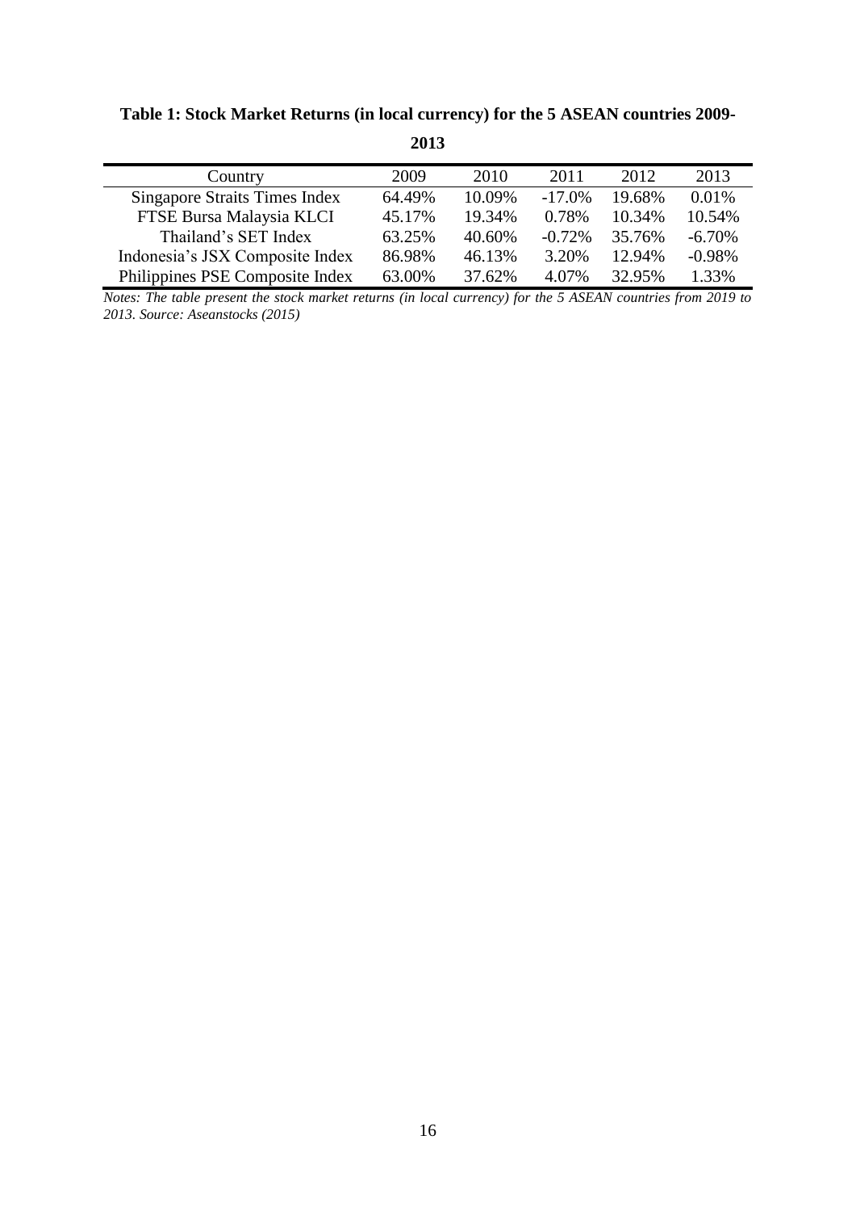**Table 1: Stock Market Returns (in local currency) for the 5 ASEAN countries 2009-2013**

| Country | 2009 | 2010 | 2011 | 2012 | 2013 |
|---|---|---|---|---|---|
| Singapore Straits Times Index | 64.49% | 10.09% | -17.0% | 19.68% | 0.01% |
| FTSE Bursa Malaysia KLCI | 45.17% | 19.34% | 0.78% | 10.34% | 10.54% |
| Thailand's SET Index | 63.25% | 40.60% | -0.72% | 35.76% | -6.70% |
| Indonesia's JSX Composite Index | 86.98% | 46.13% | 3.20% | 12.94% | -0.98% |
| Philippines PSE Composite Index | 63.00% | 37.62% | 4.07% | 32.95% | 1.33% |

*Notes: The table present the stock market returns (in local currency) for the 5 ASEAN countries from 2019 to 2013. Source: Aseanstocks (2015)*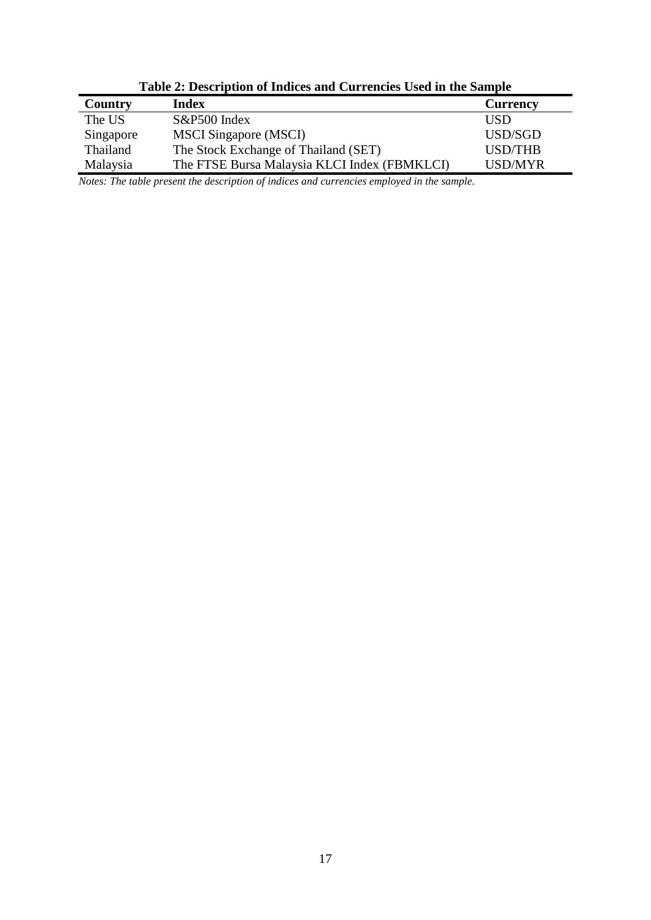**Table 2: Description of Indices and Currencies Used in the Sample**

| Country | Index | Currency |
|---|---|---|
| The US | S&P500 Index | USD |
| Singapore | MSCI Singapore (MSCI) | USD/SGD |
| Thailand | The Stock Exchange of Thailand (SET) | USD/THB |
| Malaysia | The FTSE Bursa Malaysia KLCI Index (FBMKLCI) | USD/MYR |

*Notes: The table present the description of indices and currencies employed in the sample.*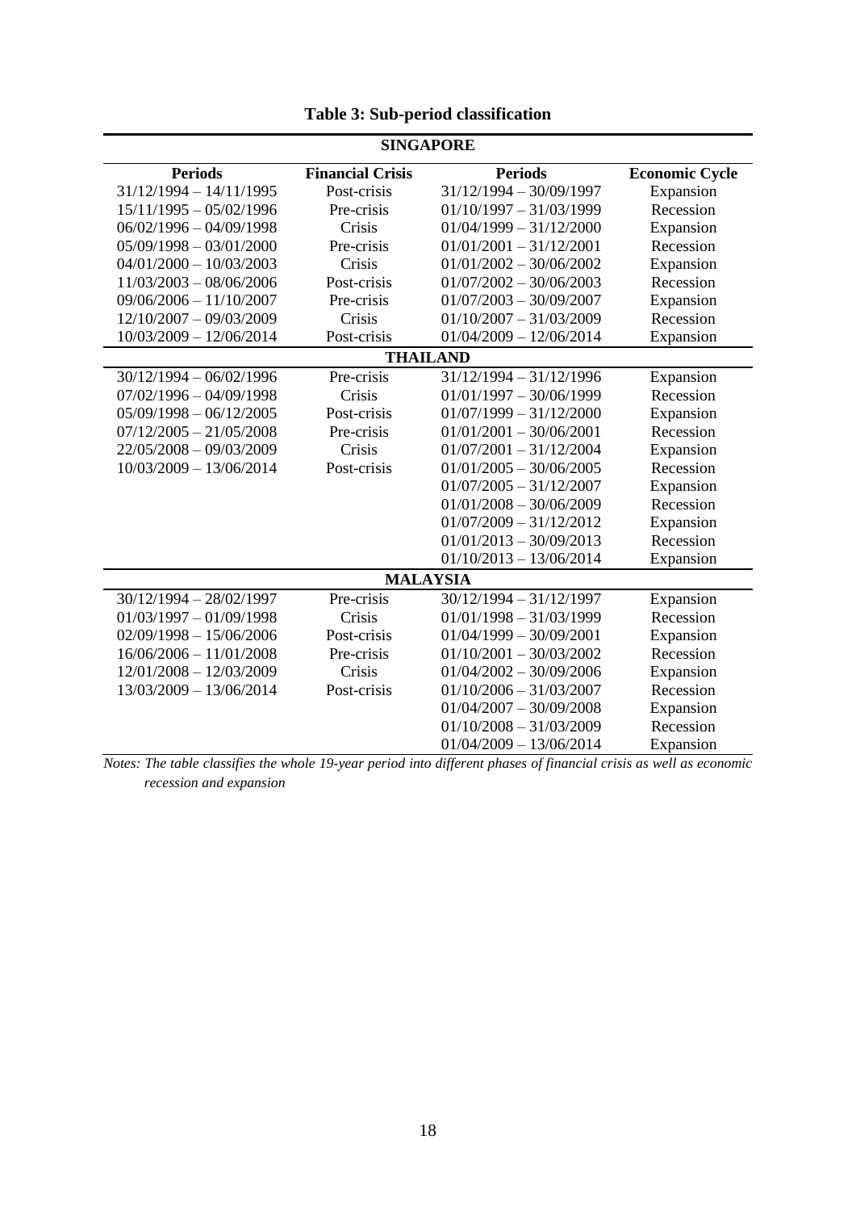**Table 3: Sub-period classification**

| Periods | Financial Crisis | Periods | Economic Cycle |
|---|---|---|---|
| **SINGAPORE** | | | |
| 31/12/1994 – 14/11/1995 | Post-crisis | 31/12/1994 – 30/09/1997 | Expansion |
| 15/11/1995 – 05/02/1996 | Pre-crisis | 01/10/1997 – 31/03/1999 | Recession |
| 06/02/1996 – 04/09/1998 | Crisis | 01/04/1999 – 31/12/2000 | Expansion |
| 05/09/1998 – 03/01/2000 | Pre-crisis | 01/01/2001 – 31/12/2001 | Recession |
| 04/01/2000 – 10/03/2003 | Crisis | 01/01/2002 – 30/06/2002 | Expansion |
| 11/03/2003 – 08/06/2006 | Post-crisis | 01/07/2002 – 30/06/2003 | Recession |
| 09/06/2006 – 11/10/2007 | Pre-crisis | 01/07/2003 – 30/09/2007 | Expansion |
| 12/10/2007 – 09/03/2009 | Crisis | 01/10/2007 – 31/03/2009 | Recession |
| 10/03/2009 – 12/06/2014 | Post-crisis | 01/04/2009 – 12/06/2014 | Expansion |
| **THAILAND** | | | |
| 30/12/1994 – 06/02/1996 | Pre-crisis | 31/12/1994 – 31/12/1996 | Expansion |
| 07/02/1996 – 04/09/1998 | Crisis | 01/01/1997 – 30/06/1999 | Recession |
| 05/09/1998 – 06/12/2005 | Post-crisis | 01/07/1999 – 31/12/2000 | Expansion |
| 07/12/2005 – 21/05/2008 | Pre-crisis | 01/01/2001 – 30/06/2001 | Recession |
| 22/05/2008 – 09/03/2009 | Crisis | 01/07/2001 – 31/12/2004 | Expansion |
| 10/03/2009 – 13/06/2014 | Post-crisis | 01/01/2005 – 30/06/2005 | Recession |
| | | 01/07/2005 – 31/12/2007 | Expansion |
| | | 01/01/2008 – 30/06/2009 | Recession |
| | | 01/07/2009 – 31/12/2012 | Expansion |
| | | 01/01/2013 – 30/09/2013 | Recession |
| | | 01/10/2013 – 13/06/2014 | Expansion |
| **MALAYSIA** | | | |
| 30/12/1994 – 28/02/1997 | Pre-crisis | 30/12/1994 – 31/12/1997 | Expansion |
| 01/03/1997 – 01/09/1998 | Crisis | 01/01/1998 – 31/03/1999 | Recession |
| 02/09/1998 – 15/06/2006 | Post-crisis | 01/04/1999 – 30/09/2001 | Expansion |
| 16/06/2006 – 11/01/2008 | Pre-crisis | 01/10/2001 – 30/03/2002 | Recession |
| 12/01/2008 – 12/03/2009 | Crisis | 01/04/2002 – 30/09/2006 | Expansion |
| 13/03/2009 – 13/06/2014 | Post-crisis | 01/10/2006 – 31/03/2007 | Recession |
| | | 01/04/2007 – 30/09/2008 | Expansion |
| | | 01/10/2008 – 31/03/2009 | Recession |
| | | 01/04/2009 – 13/06/2014 | Expansion |

*Notes: The table classifies the whole 19-year period into different phases of financial crisis as well as economic recession and expansion*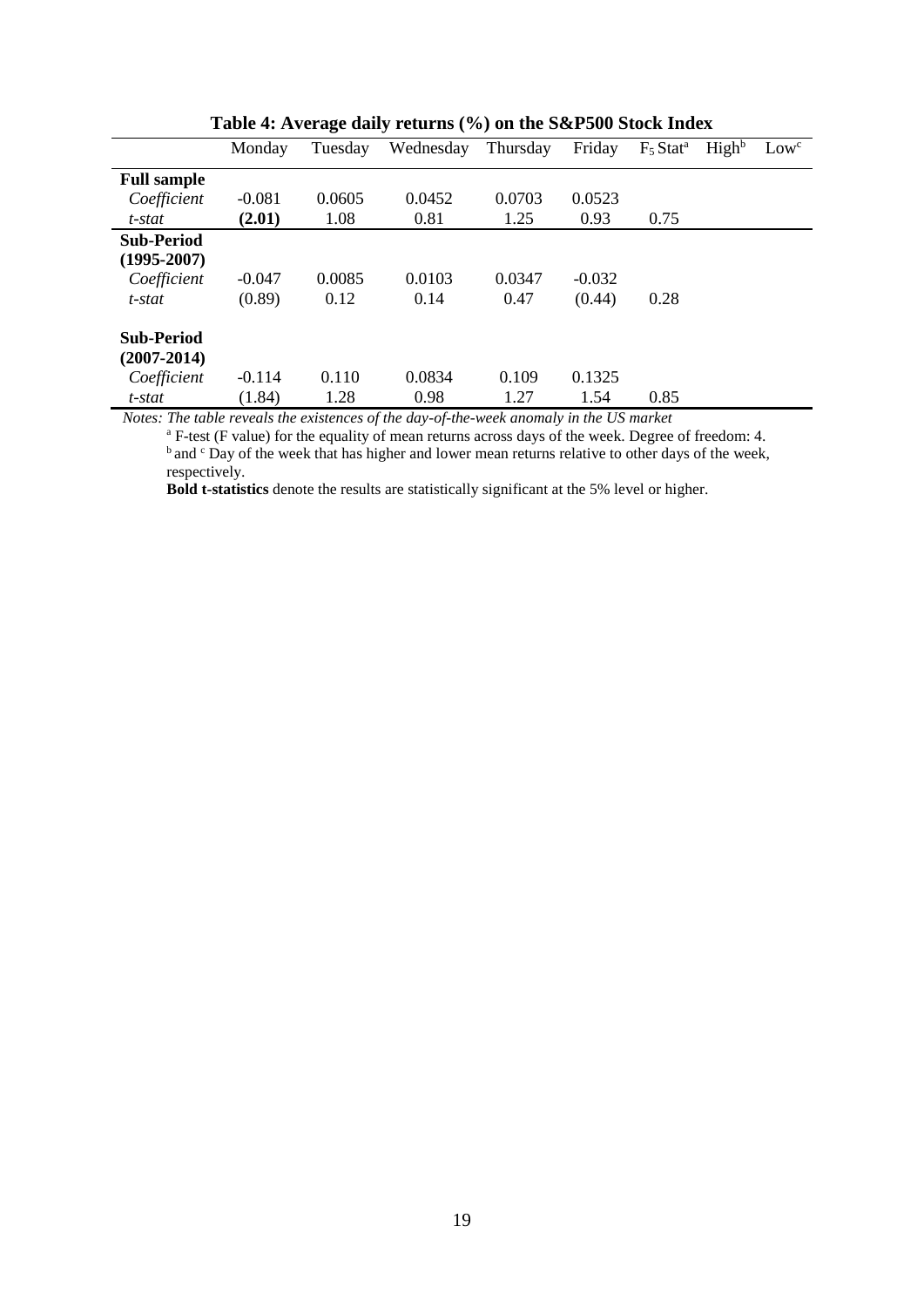**Table 4: Average daily returns (%) on the S&P500 Stock Index**

| | Monday | Tuesday | Wednesday | Thursday | Friday | $F_5$ Stat[a] | High[b] | Low[c] |
|---|---|---|---|---|---|---|---|---|
| **Full sample** | | | | | | | | |
| *Coefficient* | -0.081 | 0.0605 | 0.0452 | 0.0703 | 0.0523 | | | |
| *t-stat* | **(2.01)** | 1.08 | 0.81 | 1.25 | 0.93 | 0.75 | | |
| **Sub-Period (1995-2007)** | | | | | | | | |
| *Coefficient* | -0.047 | 0.0085 | 0.0103 | 0.0347 | -0.032 | | | |
| *t-stat* | (0.89) | 0.12 | 0.14 | 0.47 | (0.44) | 0.28 | | |
| **Sub-Period (2007-2014)** | | | | | | | | |
| *Coefficient* | -0.114 | 0.110 | 0.0834 | 0.109 | 0.1325 | | | |
| *t-stat* | (1.84) | 1.28 | 0.98 | 1.27 | 1.54 | 0.85 | | |

*Notes: The table reveals the existences of the day-of-the-week anomaly in the US market*

[a] F-test (F value) for the equality of mean returns across days of the week. Degree of freedom: 4.
[b] and [c] Day of the week that has higher and lower mean returns relative to other days of the week, respectively.
**Bold t-statistics** denote the results are statistically significant at the 5% level or higher.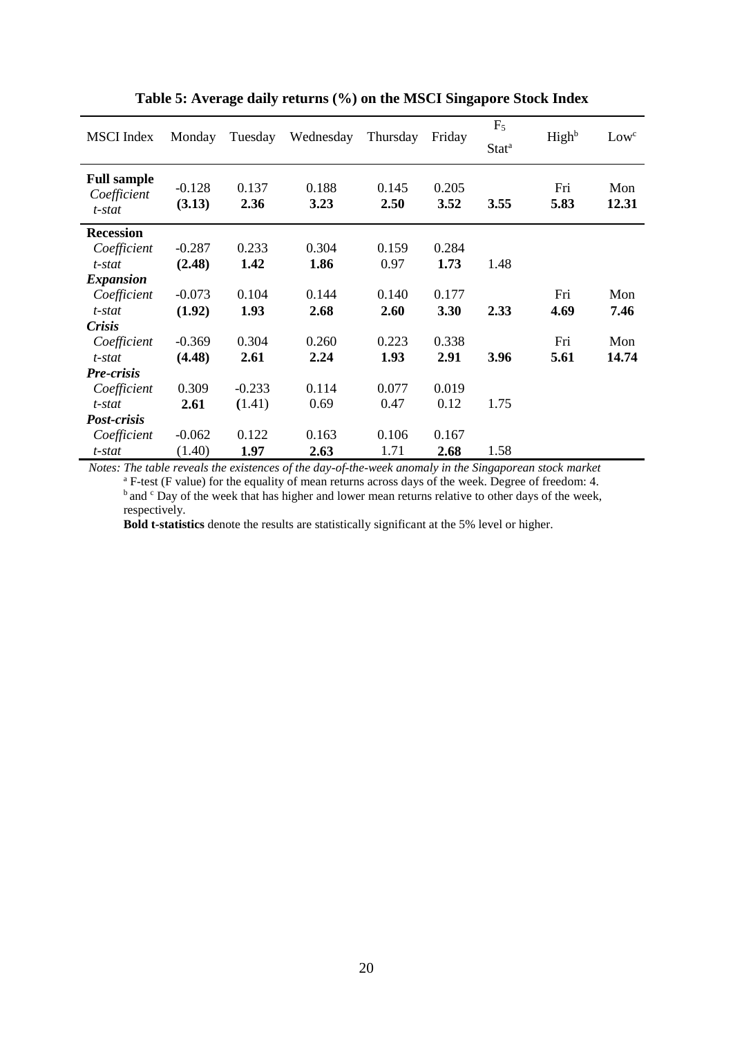**Table 5: Average daily returns (%) on the MSCI Singapore Stock Index**

| MSCI Index | Monday | Tuesday | Wednesday | Thursday | Friday | $F_5$ Stat[a] | High[b] | Low[c] |
|---|---|---|---|---|---|---|---|---|
| **Full sample** | | | | | | | | |
| *Coefficient* | -0.128 | 0.137 | 0.188 | 0.145 | 0.205 | | Fri | Mon |
| *t-stat* | **(3.13)** | **2.36** | **3.23** | **2.50** | **3.52** | **3.55** | **5.83** | **12.31** |
| **Recession** | | | | | | | | |
| *Coefficient* | -0.287 | 0.233 | 0.304 | 0.159 | 0.284 | | | |
| *t-stat* | **(2.48)** | **1.42** | **1.86** | 0.97 | **1.73** | 1.48 | | |
| ***Expansion*** | | | | | | | | |
| *Coefficient* | -0.073 | 0.104 | 0.144 | 0.140 | 0.177 | | Fri | Mon |
| *t-stat* | **(1.92)** | **1.93** | **2.68** | **2.60** | **3.30** | **2.33** | **4.69** | **7.46** |
| ***Crisis*** | | | | | | | | |
| *Coefficient* | -0.369 | 0.304 | 0.260 | 0.223 | 0.338 | | Fri | Mon |
| *t-stat* | **(4.48)** | **2.61** | **2.24** | **1.93** | **2.91** | **3.96** | **5.61** | **14.74** |
| ***Pre-crisis*** | | | | | | | | |
| *Coefficient* | 0.309 | -0.233 | 0.114 | 0.077 | 0.019 | | | |
| *t-stat* | **2.61** | (1.41) | 0.69 | 0.47 | 0.12 | 1.75 | | |
| ***Post-crisis*** | | | | | | | | |
| *Coefficient* | -0.062 | 0.122 | 0.163 | 0.106 | 0.167 | | | |
| *t-stat* | (1.40) | **1.97** | **2.63** | 1.71 | **2.68** | 1.58 | | |

*Notes: The table reveals the existences of the day-of-the-week anomaly in the Singaporean stock market*

[a] F-test (F value) for the equality of mean returns across days of the week. Degree of freedom: 4.

[b] and [c] Day of the week that has higher and lower mean returns relative to other days of the week, respectively.

**Bold t-statistics** denote the results are statistically significant at the 5% level or higher.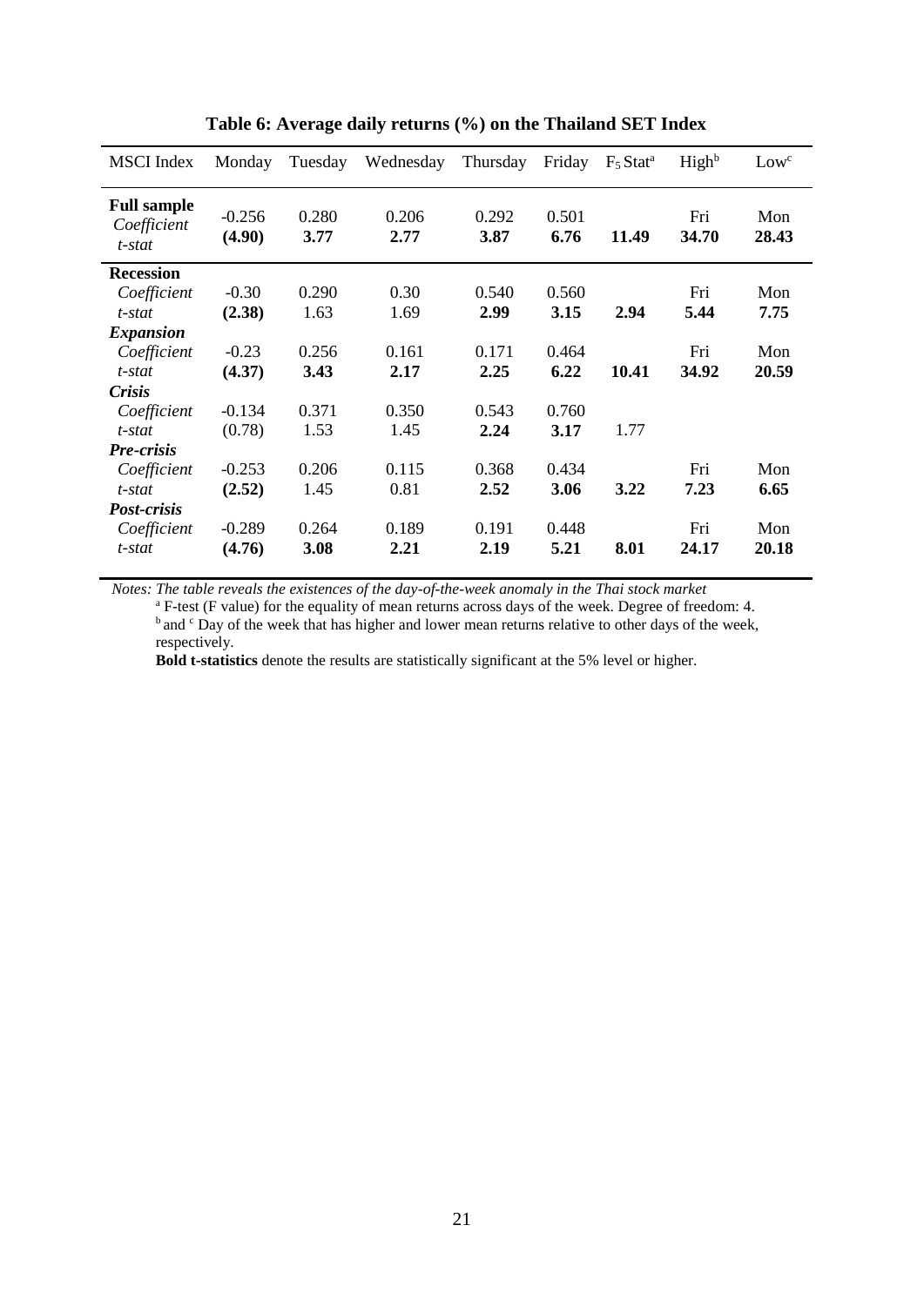**Table 6: Average daily returns (%) on the Thailand SET Index**

| MSCI Index | Monday | Tuesday | Wednesday | Thursday | Friday | $F_5$ Stat[a] | High[b] | Low[c] |
|---|---|---|---|---|---|---|---|---|
| **Full sample** | | | | | | | | |
| *Coefficient* | -0.256 | 0.280 | 0.206 | 0.292 | 0.501 | | Fri | Mon |
| *t-stat* | **(4.90)** | **3.77** | **2.77** | **3.87** | **6.76** | **11.49** | **34.70** | **28.43** |
| **Recession** | | | | | | | | |
| *Coefficient* | -0.30 | 0.290 | 0.30 | 0.540 | 0.560 | | Fri | Mon |
| *t-stat* | **(2.38)** | 1.63 | 1.69 | **2.99** | **3.15** | **2.94** | **5.44** | **7.75** |
| ***Expansion*** | | | | | | | | |
| *Coefficient* | -0.23 | 0.256 | 0.161 | 0.171 | 0.464 | | Fri | Mon |
| *t-stat* | **(4.37)** | **3.43** | **2.17** | **2.25** | **6.22** | **10.41** | **34.92** | **20.59** |
| ***Crisis*** | | | | | | | | |
| *Coefficient* | -0.134 | 0.371 | 0.350 | 0.543 | 0.760 | | | |
| *t-stat* | (0.78) | 1.53 | 1.45 | **2.24** | **3.17** | 1.77 | | |
| ***Pre-crisis*** | | | | | | | | |
| *Coefficient* | -0.253 | 0.206 | 0.115 | 0.368 | 0.434 | | Fri | Mon |
| *t-stat* | **(2.52)** | 1.45 | 0.81 | **2.52** | **3.06** | **3.22** | **7.23** | **6.65** |
| ***Post-crisis*** | | | | | | | | |
| *Coefficient* | -0.289 | 0.264 | 0.189 | 0.191 | 0.448 | | Fri | Mon |
| *t-stat* | **(4.76)** | **3.08** | **2.21** | **2.19** | **5.21** | **8.01** | **24.17** | **20.18** |

*Notes: The table reveals the existences of the day-of-the-week anomaly in the Thai stock market*

[a] F-test (F value) for the equality of mean returns across days of the week. Degree of freedom: 4.

[b] and [c] Day of the week that has higher and lower mean returns relative to other days of the week, respectively.

**Bold t-statistics** denote the results are statistically significant at the 5% level or higher.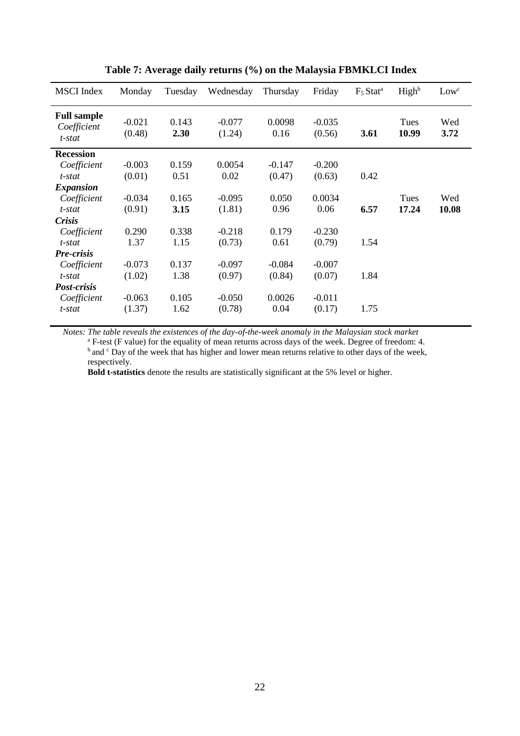**Table 7: Average daily returns (%) on the Malaysia FBMKLCI Index**

| MSCI Index | Monday | Tuesday | Wednesday | Thursday | Friday | $F_5$ Stat[a] | High[b] | Low[c] |
|---|---|---|---|---|---|---|---|---|
| **Full sample** | | | | | | | | |
| *Coefficient* | -0.021 | 0.143 | -0.077 | 0.0098 | -0.035 | | Tues | Wed |
| *t-stat* | (0.48) | **2.30** | (1.24) | 0.16 | (0.56) | **3.61** | **10.99** | **3.72** |
| **Recession** | | | | | | | | |
| *Coefficient* | -0.003 | 0.159 | 0.0054 | -0.147 | -0.200 | | | |
| *t-stat* | (0.01) | 0.51 | 0.02 | (0.47) | (0.63) | 0.42 | | |
| ***Expansion*** | | | | | | | | |
| *Coefficient* | -0.034 | 0.165 | -0.095 | 0.050 | 0.0034 | | Tues | Wed |
| *t-stat* | (0.91) | **3.15** | (1.81) | 0.96 | 0.06 | **6.57** | **17.24** | **10.08** |
| ***Crisis*** | | | | | | | | |
| *Coefficient* | 0.290 | 0.338 | -0.218 | 0.179 | -0.230 | | | |
| *t-stat* | 1.37 | 1.15 | (0.73) | 0.61 | (0.79) | 1.54 | | |
| ***Pre-crisis*** | | | | | | | | |
| *Coefficient* | -0.073 | 0.137 | -0.097 | -0.084 | -0.007 | | | |
| *t-stat* | (1.02) | 1.38 | (0.97) | (0.84) | (0.07) | 1.84 | | |
| ***Post-crisis*** | | | | | | | | |
| *Coefficient* | -0.063 | 0.105 | -0.050 | 0.0026 | -0.011 | | | |
| *t-stat* | (1.37) | 1.62 | (0.78) | 0.04 | (0.17) | 1.75 | | |

*Notes: The table reveals the existences of the day-of-the-week anomaly in the Malaysian stock market*

[a] F-test (F value) for the equality of mean returns across days of the week. Degree of freedom: 4.

[b] and [c] Day of the week that has higher and lower mean returns relative to other days of the week, respectively.

**Bold t-statistics** denote the results are statistically significant at the 5% level or higher.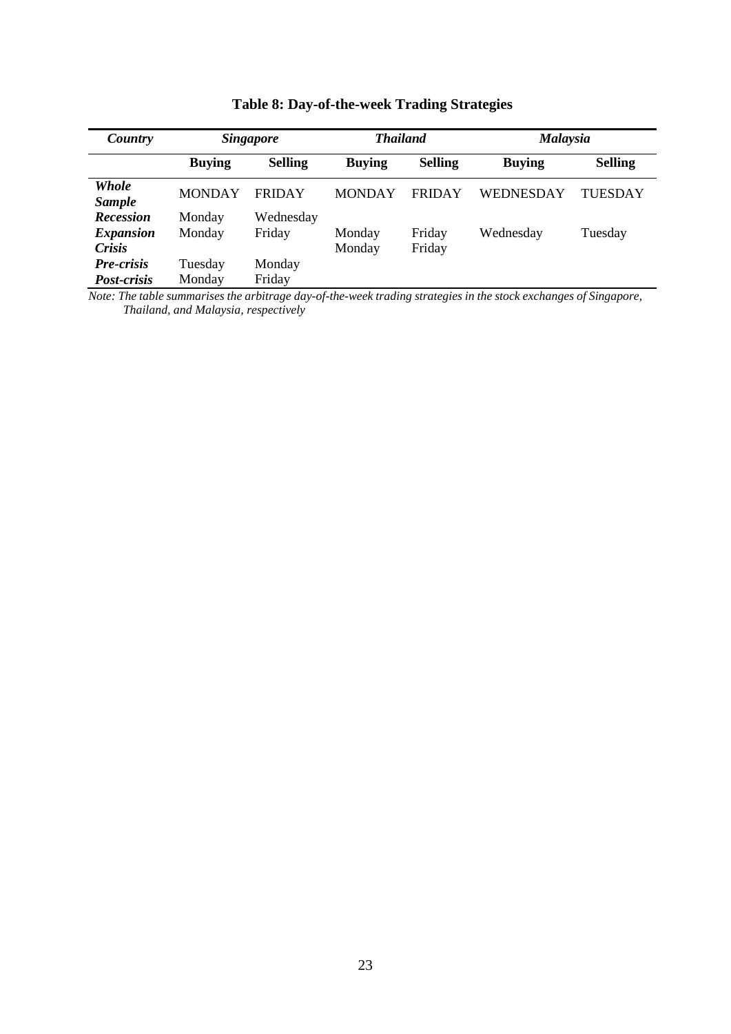**Table 8: Day-of-the-week Trading Strategies**

| *Country* | *Singapore* | | *Thailand* | | *Malaysia* | |
|---|---|---|---|---|---|---|
| | **Buying** | **Selling** | **Buying** | **Selling** | **Buying** | **Selling** |
| ***Whole Sample*** | MONDAY | FRIDAY | MONDAY | FRIDAY | WEDNESDAY | TUESDAY |
| ***Recession*** | Monday | Wednesday | | | | |
| ***Expansion*** | Monday | Friday | Monday | Friday | Wednesday | Tuesday |
| ***Crisis*** | | | Monday | Friday | | |
| ***Pre-crisis*** | Tuesday | Monday | | | | |
| ***Post-crisis*** | Monday | Friday | | | | |

*Note: The table summarises the arbitrage day-of-the-week trading strategies in the stock exchanges of Singapore, Thailand, and Malaysia, respectively*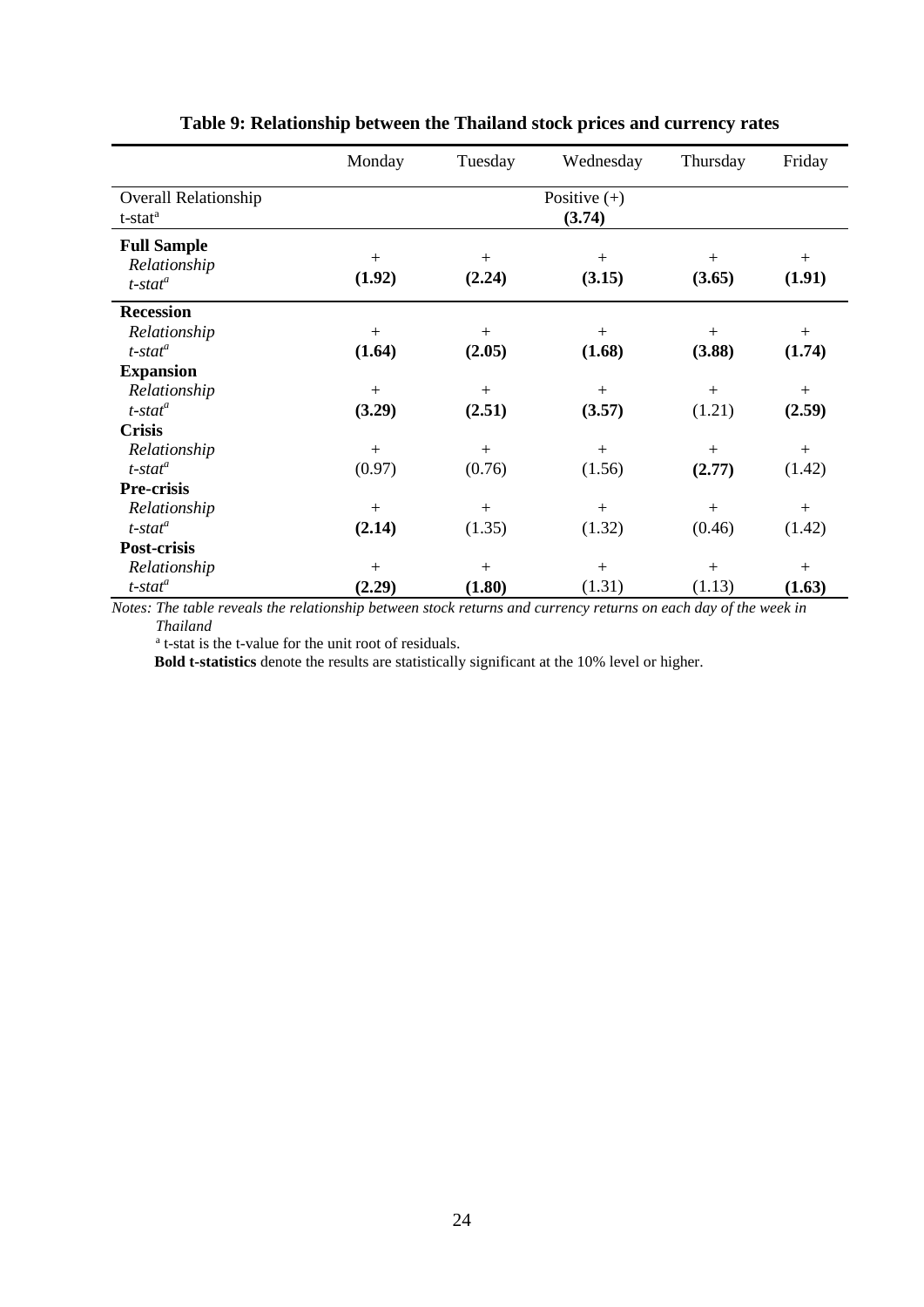**Table 9: Relationship between the Thailand stock prices and currency rates**

| | Monday | Tuesday | Wednesday | Thursday | Friday |
|---|---|---|---|---|---|
| Overall Relationship | | | Positive (+) | | |
| t-stat[a] | | | **(3.74)** | | |
| **Full Sample** | | | | | |
| *Relationship* | + | + | + | + | + |
| *t-stat*[a] | **(1.92)** | **(2.24)** | **(3.15)** | **(3.65)** | **(1.91)** |
| **Recession** | | | | | |
| *Relationship* | + | + | + | + | + |
| *t-stat*[a] | **(1.64)** | **(2.05)** | **(1.68)** | **(3.88)** | **(1.74)** |
| **Expansion** | | | | | |
| *Relationship* | + | + | + | + | + |
| *t-stat*[a] | **(3.29)** | **(2.51)** | **(3.57)** | (1.21) | **(2.59)** |
| **Crisis** | | | | | |
| *Relationship* | + | + | + | + | + |
| *t-stat*[a] | (0.97) | (0.76) | (1.56) | **(2.77)** | (1.42) |
| **Pre-crisis** | | | | | |
| *Relationship* | + | + | + | + | + |
| *t-stat*[a] | **(2.14)** | (1.35) | (1.32) | (0.46) | (1.42) |
| **Post-crisis** | | | | | |
| *Relationship* | + | + | + | + | + |
| *t-stat*[a] | **(2.29)** | **(1.80)** | (1.31) | (1.13) | **(1.63)** |

*Notes: The table reveals the relationship between stock returns and currency returns on each day of the week in Thailand*

[a] t-stat is the t-value for the unit root of residuals.

**Bold t-statistics** denote the results are statistically significant at the 10% level or higher.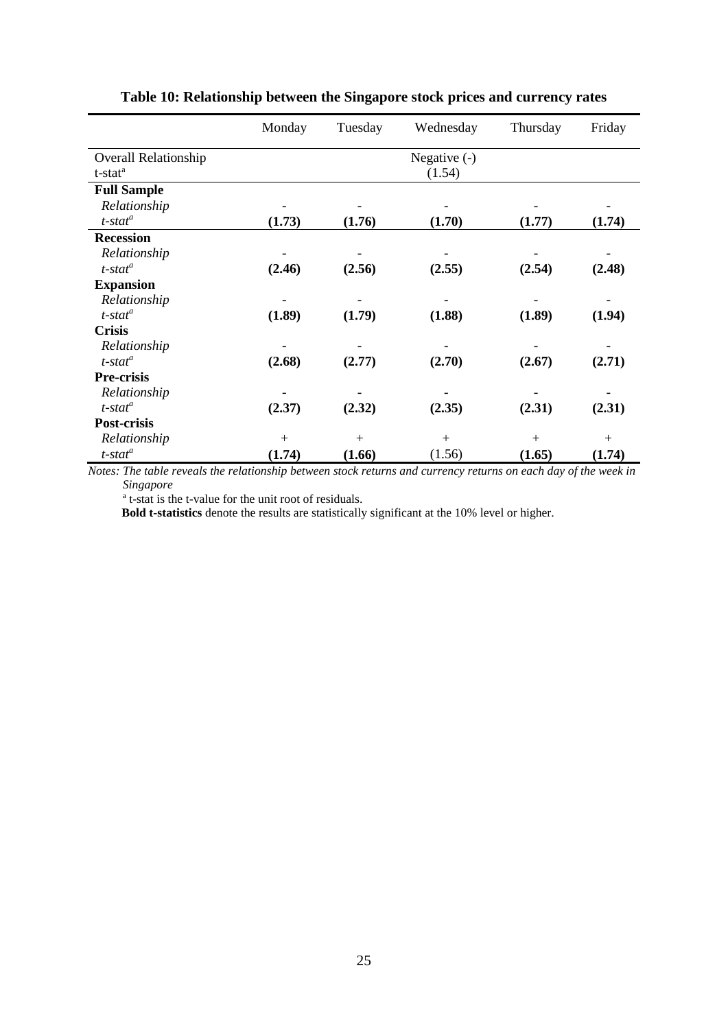**Table 10: Relationship between the Singapore stock prices and currency rates**

| | Monday | Tuesday | Wednesday | Thursday | Friday |
|---|---|---|---|---|---|
| Overall Relationship | | | Negative (-) | | |
| t-stat[a] | | | (1.54) | | |
| **Full Sample** | | | | | |
| *Relationship* | - | - | - | - | - |
| *t-stat*[a] | **(1.73)** | **(1.76)** | **(1.70)** | **(1.77)** | **(1.74)** |
| **Recession** | | | | | |
| *Relationship* | - | - | - | - | - |
| *t-stat*[a] | **(2.46)** | **(2.56)** | **(2.55)** | **(2.54)** | **(2.48)** |
| **Expansion** | | | | | |
| *Relationship* | - | - | - | - | - |
| *t-stat*[a] | **(1.89)** | **(1.79)** | **(1.88)** | **(1.89)** | **(1.94)** |
| **Crisis** | | | | | |
| *Relationship* | - | - | - | - | - |
| *t-stat*[a] | **(2.68)** | **(2.77)** | **(2.70)** | **(2.67)** | **(2.71)** |
| **Pre-crisis** | | | | | |
| *Relationship* | - | - | - | - | - |
| *t-stat*[a] | **(2.37)** | **(2.32)** | **(2.35)** | **(2.31)** | **(2.31)** |
| **Post-crisis** | | | | | |
| *Relationship* | + | + | + | + | + |
| *t-stat*[a] | **(1.74)** | **(1.66)** | (1.56) | **(1.65)** | **(1.74)** |

*Notes: The table reveals the relationship between stock returns and currency returns on each day of the week in Singapore*

[a] t-stat is the t-value for the unit root of residuals.

**Bold t-statistics** denote the results are statistically significant at the 10% level or higher.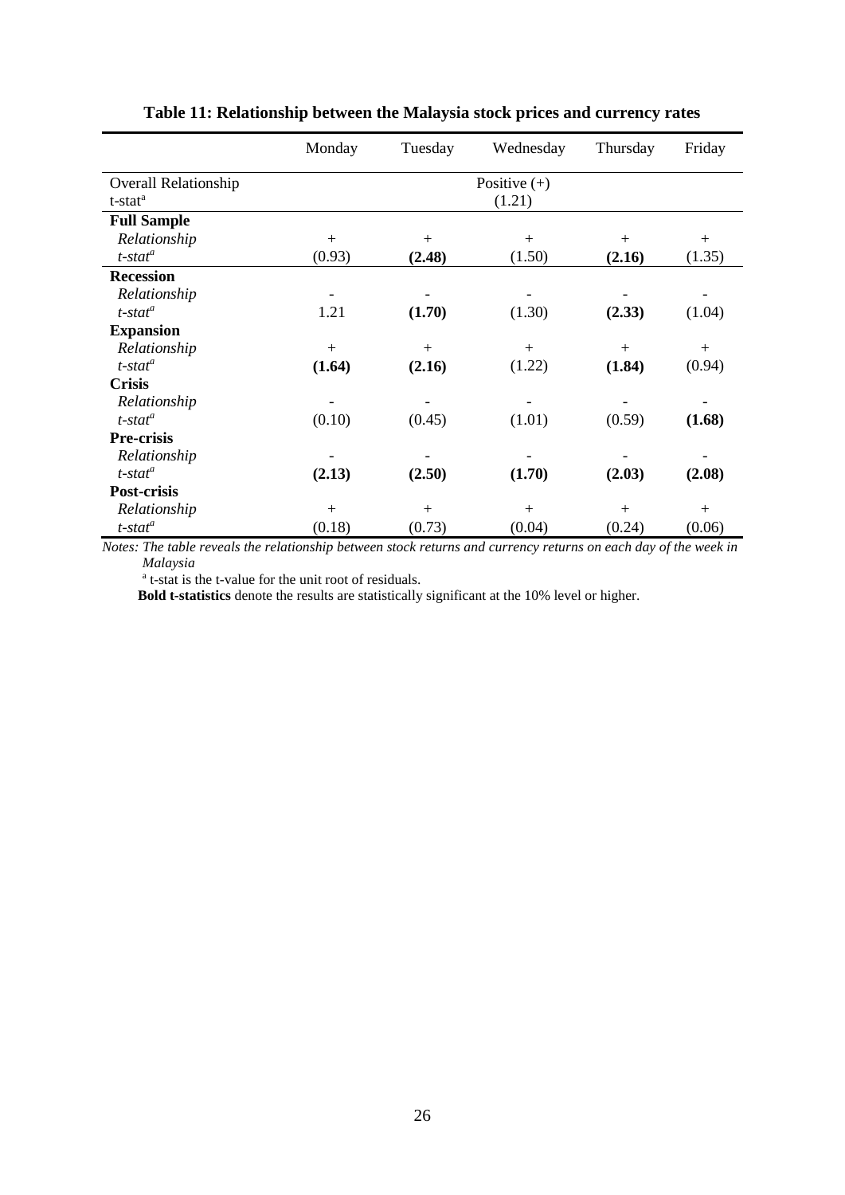**Table 11: Relationship between the Malaysia stock prices and currency rates**

| | Monday | Tuesday | Wednesday | Thursday | Friday |
|---|---|---|---|---|---|
| Overall Relationship | | | Positive (+) | | |
| t-stat[a] | | | (1.21) | | |
| **Full Sample** | | | | | |
| *Relationship* | + | + | + | + | + |
| *t-stat*[a] | (0.93) | **(2.48)** | (1.50) | **(2.16)** | (1.35) |
| **Recession** | | | | | |
| *Relationship* | - | - | - | - | - |
| *t-stat*[a] | 1.21 | **(1.70)** | (1.30) | **(2.33)** | (1.04) |
| **Expansion** | | | | | |
| *Relationship* | + | + | + | + | + |
| *t-stat*[a] | **(1.64)** | **(2.16)** | (1.22) | **(1.84)** | (0.94) |
| **Crisis** | | | | | |
| *Relationship* | - | - | - | - | - |
| *t-stat*[a] | (0.10) | (0.45) | (1.01) | (0.59) | **(1.68)** |
| **Pre-crisis** | | | | | |
| *Relationship* | - | - | - | - | - |
| *t-stat*[a] | **(2.13)** | **(2.50)** | **(1.70)** | **(2.03)** | **(2.08)** |
| **Post-crisis** | | | | | |
| *Relationship* | + | + | + | + | + |
| *t-stat*[a] | (0.18) | (0.73) | (0.04) | (0.24) | (0.06) |

*Notes: The table reveals the relationship between stock returns and currency returns on each day of the week in Malaysia*

[a] t-stat is the t-value for the unit root of residuals.

**Bold t-statistics** denote the results are statistically significant at the 10% level or higher.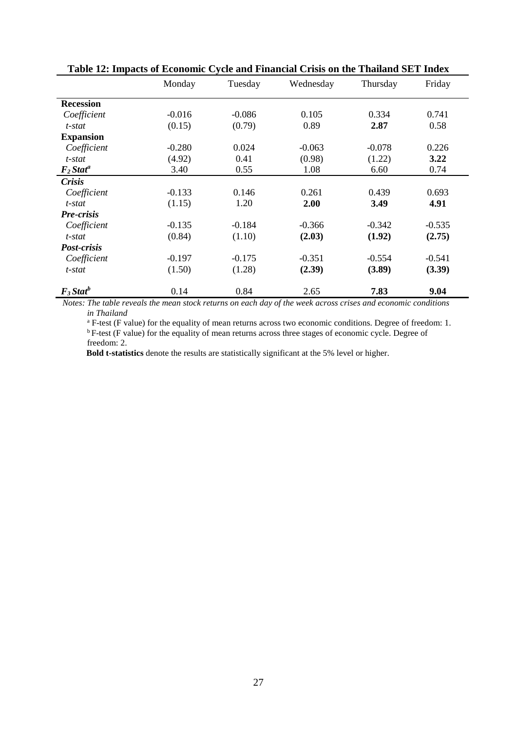**Table 12: Impacts of Economic Cycle and Financial Crisis on the Thailand SET Index**

| | Monday | Tuesday | Wednesday | Thursday | Friday |
|---|---|---|---|---|---|
| **Recession** | | | | | |
| *Coefficient* | -0.016 | -0.086 | 0.105 | 0.334 | 0.741 |
| *t-stat* | (0.15) | (0.79) | 0.89 | **2.87** | 0.58 |
| **Expansion** | | | | | |
| *Coefficient* | -0.280 | 0.024 | -0.063 | -0.078 | 0.226 |
| *t-stat* | (4.92) | 0.41 | (0.98) | (1.22) | **3.22** |
| ***$F_2$ Stat*** [a] | 3.40 | 0.55 | 1.08 | 6.60 | 0.74 |
| ***Crisis*** | | | | | |
| *Coefficient* | -0.133 | 0.146 | 0.261 | 0.439 | 0.693 |
| *t-stat* | (1.15) | 1.20 | **2.00** | **3.49** | **4.91** |
| ***Pre-crisis*** | | | | | |
| *Coefficient* | -0.135 | -0.184 | -0.366 | -0.342 | -0.535 |
| *t-stat* | (0.84) | (1.10) | **(2.03)** | **(1.92)** | **(2.75)** |
| ***Post-crisis*** | | | | | |
| *Coefficient* | -0.197 | -0.175 | -0.351 | -0.554 | -0.541 |
| *t-stat* | (1.50) | (1.28) | **(2.39)** | **(3.89)** | **(3.39)** |
| ***$F_3$ Stat*** [b] | 0.14 | 0.84 | 2.65 | **7.83** | **9.04** |

*Notes: The table reveals the mean stock returns on each day of the week across crises and economic conditions in Thailand*

[a] F-test (F value) for the equality of mean returns across two economic conditions. Degree of freedom: 1.

[b] F-test (F value) for the equality of mean returns across three stages of economic cycle. Degree of freedom: 2.

**Bold t-statistics** denote the results are statistically significant at the 5% level or higher.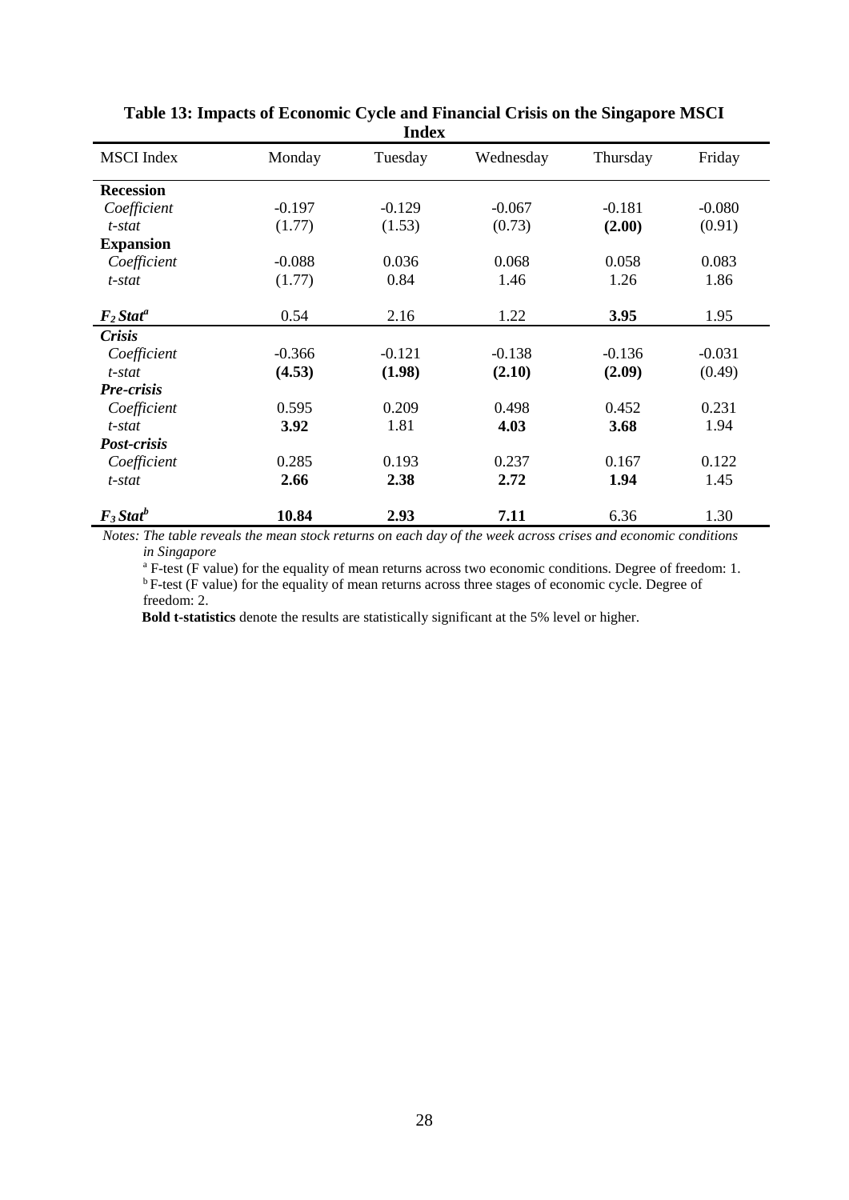**Table 13: Impacts of Economic Cycle and Financial Crisis on the Singapore MSCI Index**

| MSCI Index | Monday | Tuesday | Wednesday | Thursday | Friday |
|---|---|---|---|---|---|
| **Recession** | | | | | |
| *Coefficient* | -0.197 | -0.129 | -0.067 | -0.181 | -0.080 |
| *t-stat* | (1.77) | (1.53) | (0.73) | **(2.00)** | (0.91) |
| **Expansion** | | | | | |
| *Coefficient* | -0.088 | 0.036 | 0.068 | 0.058 | 0.083 |
| *t-stat* | (1.77) | 0.84 | 1.46 | 1.26 | 1.86 |
| ***$F_2$ Stat***[a] | 0.54 | 2.16 | 1.22 | **3.95** | 1.95 |
| ***Crisis*** | | | | | |
| *Coefficient* | -0.366 | -0.121 | -0.138 | -0.136 | -0.031 |
| *t-stat* | **(4.53)** | **(1.98)** | **(2.10)** | **(2.09)** | (0.49) |
| ***Pre-crisis*** | | | | | |
| *Coefficient* | 0.595 | 0.209 | 0.498 | 0.452 | 0.231 |
| *t-stat* | **3.92** | 1.81 | **4.03** | **3.68** | 1.94 |
| ***Post-crisis*** | | | | | |
| *Coefficient* | 0.285 | 0.193 | 0.237 | 0.167 | 0.122 |
| *t-stat* | **2.66** | **2.38** | **2.72** | **1.94** | 1.45 |
| ***$F_3$ Stat***[b] | **10.84** | **2.93** | **7.11** | 6.36 | 1.30 |

*Notes: The table reveals the mean stock returns on each day of the week across crises and economic conditions in Singapore*

[a] F-test (F value) for the equality of mean returns across two economic conditions. Degree of freedom: 1.
[b] F-test (F value) for the equality of mean returns across three stages of economic cycle. Degree of freedom: 2.

**Bold t-statistics** denote the results are statistically significant at the 5% level or higher.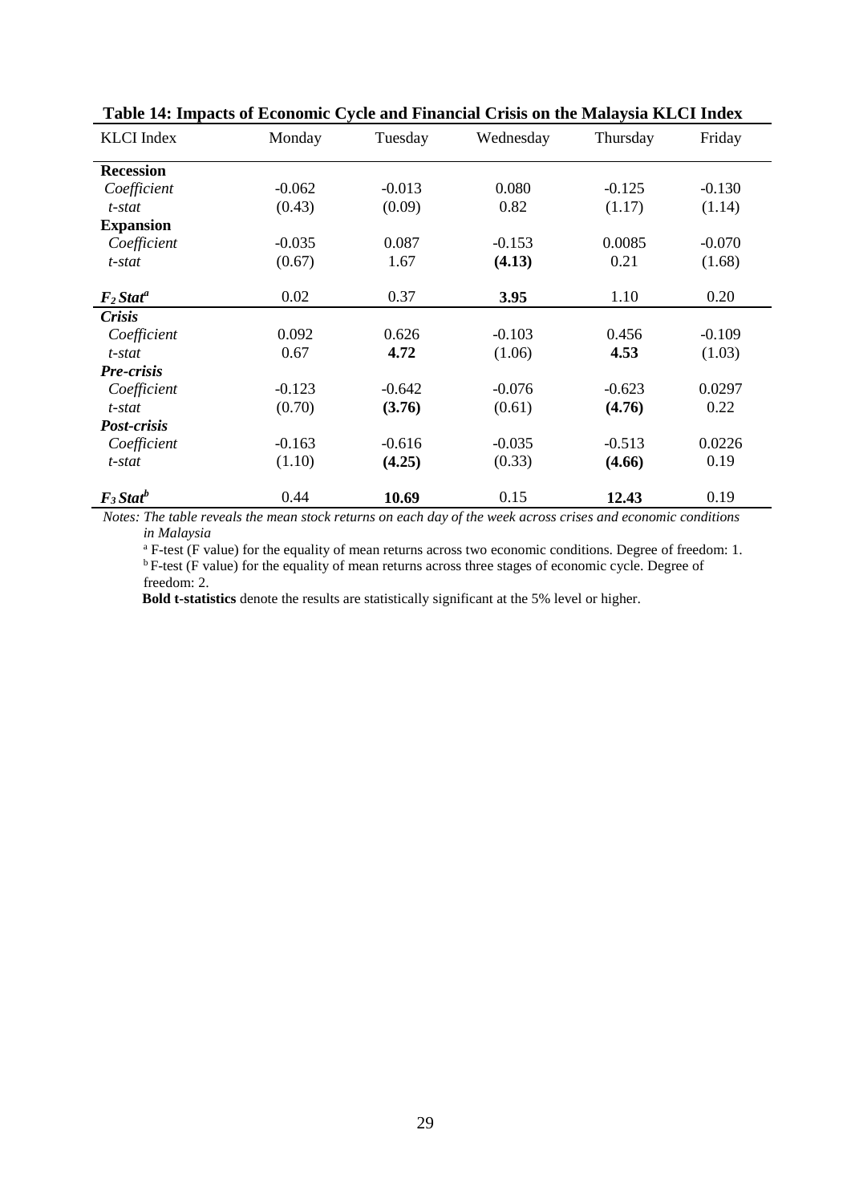**Table 14: Impacts of Economic Cycle and Financial Crisis on the Malaysia KLCI Index**

| KLCI Index | Monday | Tuesday | Wednesday | Thursday | Friday |
|---|---|---|---|---|---|
| **Recession** | | | | | |
| *Coefficient* | -0.062 | -0.013 | 0.080 | -0.125 | -0.130 |
| *t-stat* | (0.43) | (0.09) | 0.82 | (1.17) | (1.14) |
| **Expansion** | | | | | |
| *Coefficient* | -0.035 | 0.087 | -0.153 | 0.0085 | -0.070 |
| *t-stat* | (0.67) | 1.67 | **(4.13)** | 0.21 | (1.68) |
| ***$F_2$ Stat*** [a] | 0.02 | 0.37 | **3.95** | 1.10 | 0.20 |
| ***Crisis*** | | | | | |
| *Coefficient* | 0.092 | 0.626 | -0.103 | 0.456 | -0.109 |
| *t-stat* | 0.67 | **4.72** | (1.06) | **4.53** | (1.03) |
| ***Pre-crisis*** | | | | | |
| *Coefficient* | -0.123 | -0.642 | -0.076 | -0.623 | 0.0297 |
| *t-stat* | (0.70) | **(3.76)** | (0.61) | **(4.76)** | 0.22 |
| ***Post-crisis*** | | | | | |
| *Coefficient* | -0.163 | -0.616 | -0.035 | -0.513 | 0.0226 |
| *t-stat* | (1.10) | **(4.25)** | (0.33) | **(4.66)** | 0.19 |
| ***$F_3$ Stat*** [b] | 0.44 | **10.69** | 0.15 | **12.43** | 0.19 |

*Notes: The table reveals the mean stock returns on each day of the week across crises and economic conditions in Malaysia*

[a] F-test (F value) for the equality of mean returns across two economic conditions. Degree of freedom: 1.

[b] F-test (F value) for the equality of mean returns across three stages of economic cycle. Degree of freedom: 2.

**Bold t-statistics** denote the results are statistically significant at the 5% level or higher.